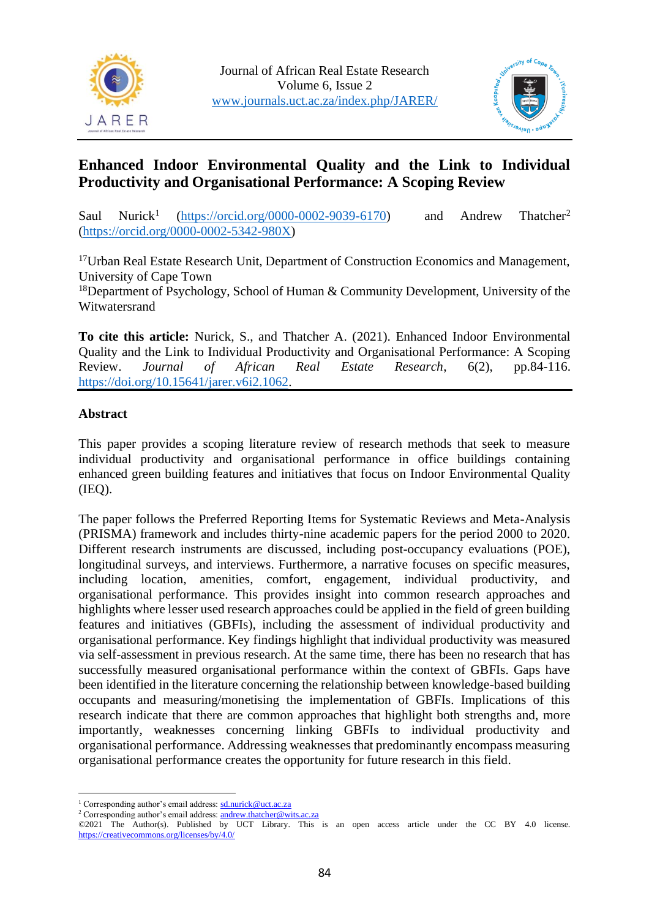# Enhanced Indoor Environmental Quality and the Link to Individual Productivity and Organisational Performance: A Scoping Review

Saul Nurick[1] (https://orcid.org/0000-0002-9039-6170) and Andrew Thatcher[2] (https://orcid.org/0000-0002-5342-980X)

[17]Urban Real Estate Research Unit, Department of Construction Economics and Management, University of Cape Town

[18]Department of Psychology, School of Human & Community Development, University of the Witwatersrand

**To cite this article:** Nurick, S., and Thatcher A. (2021). Enhanced Indoor Environmental Quality and the Link to Individual Productivity and Organisational Performance: A Scoping Review. *Journal of African Real Estate Research*, 6(2), pp.84-116. https://doi.org/10.15641/jarer.v6i2.1062.

## Abstract

This paper provides a scoping literature review of research methods that seek to measure individual productivity and organisational performance in office buildings containing enhanced green building features and initiatives that focus on Indoor Environmental Quality (IEQ).

The paper follows the Preferred Reporting Items for Systematic Reviews and Meta-Analysis (PRISMA) framework and includes thirty-nine academic papers for the period 2000 to 2020. Different research instruments are discussed, including post-occupancy evaluations (POE), longitudinal surveys, and interviews. Furthermore, a narrative focuses on specific measures, including location, amenities, comfort, engagement, individual productivity, and organisational performance. This provides insight into common research approaches and highlights where lesser used research approaches could be applied in the field of green building features and initiatives (GBFIs), including the assessment of individual productivity and organisational performance. Key findings highlight that individual productivity was measured via self-assessment in previous research. At the same time, there has been no research that has successfully measured organisational performance within the context of GBFIs. Gaps have been identified in the literature concerning the relationship between knowledge-based building occupants and measuring/monetising the implementation of GBFIs. Implications of this research indicate that there are common approaches that highlight both strengths and, more importantly, weaknesses concerning linking GBFIs to individual productivity and organisational performance. Addressing weaknesses that predominantly encompass measuring organisational performance creates the opportunity for future research in this field.

---

[1] Corresponding author's email address: sd.nurick@uct.ac.za

[2] Corresponding author's email address: andrew.thatcher@wits.ac.za

©2021 The Author(s). Published by UCT Library. This is an open access article under the CC BY 4.0 license. https://creativecommons.org/licenses/by/4.0/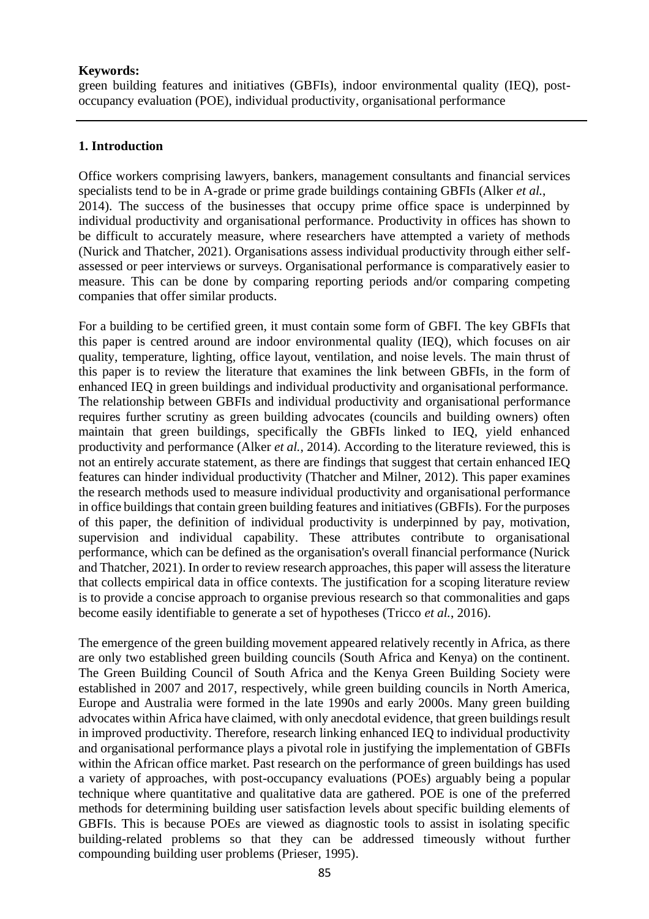**Keywords:**
green building features and initiatives (GBFIs), indoor environmental quality (IEQ), post-occupancy evaluation (POE), individual productivity, organisational performance

## 1. Introduction

Office workers comprising lawyers, bankers, management consultants and financial services specialists tend to be in A-grade or prime grade buildings containing GBFIs (Alker *et al.*, 2014). The success of the businesses that occupy prime office space is underpinned by individual productivity and organisational performance. Productivity in offices has shown to be difficult to accurately measure, where researchers have attempted a variety of methods (Nurick and Thatcher, 2021). Organisations assess individual productivity through either self-assessed or peer interviews or surveys. Organisational performance is comparatively easier to measure. This can be done by comparing reporting periods and/or comparing competing companies that offer similar products.

For a building to be certified green, it must contain some form of GBFI. The key GBFIs that this paper is centred around are indoor environmental quality (IEQ), which focuses on air quality, temperature, lighting, office layout, ventilation, and noise levels. The main thrust of this paper is to review the literature that examines the link between GBFIs, in the form of enhanced IEQ in green buildings and individual productivity and organisational performance. The relationship between GBFIs and individual productivity and organisational performance requires further scrutiny as green building advocates (councils and building owners) often maintain that green buildings, specifically the GBFIs linked to IEQ, yield enhanced productivity and performance (Alker *et al.*, 2014). According to the literature reviewed, this is not an entirely accurate statement, as there are findings that suggest that certain enhanced IEQ features can hinder individual productivity (Thatcher and Milner, 2012). This paper examines the research methods used to measure individual productivity and organisational performance in office buildings that contain green building features and initiatives (GBFIs). For the purposes of this paper, the definition of individual productivity is underpinned by pay, motivation, supervision and individual capability. These attributes contribute to organisational performance, which can be defined as the organisation's overall financial performance (Nurick and Thatcher, 2021). In order to review research approaches, this paper will assess the literature that collects empirical data in office contexts. The justification for a scoping literature review is to provide a concise approach to organise previous research so that commonalities and gaps become easily identifiable to generate a set of hypotheses (Tricco *et al.*, 2016).

The emergence of the green building movement appeared relatively recently in Africa, as there are only two established green building councils (South Africa and Kenya) on the continent. The Green Building Council of South Africa and the Kenya Green Building Society were established in 2007 and 2017, respectively, while green building councils in North America, Europe and Australia were formed in the late 1990s and early 2000s. Many green building advocates within Africa have claimed, with only anecdotal evidence, that green buildings result in improved productivity. Therefore, research linking enhanced IEQ to individual productivity and organisational performance plays a pivotal role in justifying the implementation of GBFIs within the African office market. Past research on the performance of green buildings has used a variety of approaches, with post-occupancy evaluations (POEs) arguably being a popular technique where quantitative and qualitative data are gathered. POE is one of the preferred methods for determining building user satisfaction levels about specific building elements of GBFIs. This is because POEs are viewed as diagnostic tools to assist in isolating specific building-related problems so that they can be addressed timeously without further compounding building user problems (Prieser, 1995).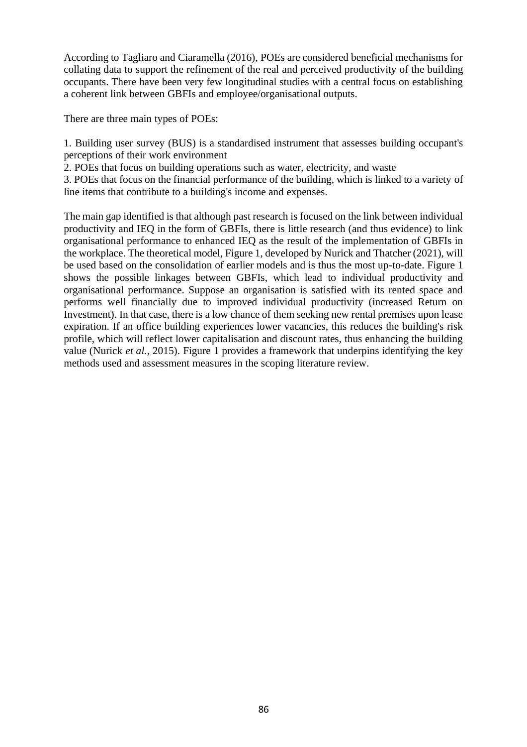According to Tagliaro and Ciaramella (2016), POEs are considered beneficial mechanisms for collating data to support the refinement of the real and perceived productivity of the building occupants. There have been very few longitudinal studies with a central focus on establishing a coherent link between GBFIs and employee/organisational outputs.

There are three main types of POEs:

1. Building user survey (BUS) is a standardised instrument that assesses building occupant's perceptions of their work environment
2. POEs that focus on building operations such as water, electricity, and waste
3. POEs that focus on the financial performance of the building, which is linked to a variety of line items that contribute to a building's income and expenses.

The main gap identified is that although past research is focused on the link between individual productivity and IEQ in the form of GBFIs, there is little research (and thus evidence) to link organisational performance to enhanced IEQ as the result of the implementation of GBFIs in the workplace. The theoretical model, Figure 1, developed by Nurick and Thatcher (2021), will be used based on the consolidation of earlier models and is thus the most up-to-date. Figure 1 shows the possible linkages between GBFIs, which lead to individual productivity and organisational performance. Suppose an organisation is satisfied with its rented space and performs well financially due to improved individual productivity (increased Return on Investment). In that case, there is a low chance of them seeking new rental premises upon lease expiration. If an office building experiences lower vacancies, this reduces the building's risk profile, which will reflect lower capitalisation and discount rates, thus enhancing the building value (Nurick *et al.*, 2015). Figure 1 provides a framework that underpins identifying the key methods used and assessment measures in the scoping literature review.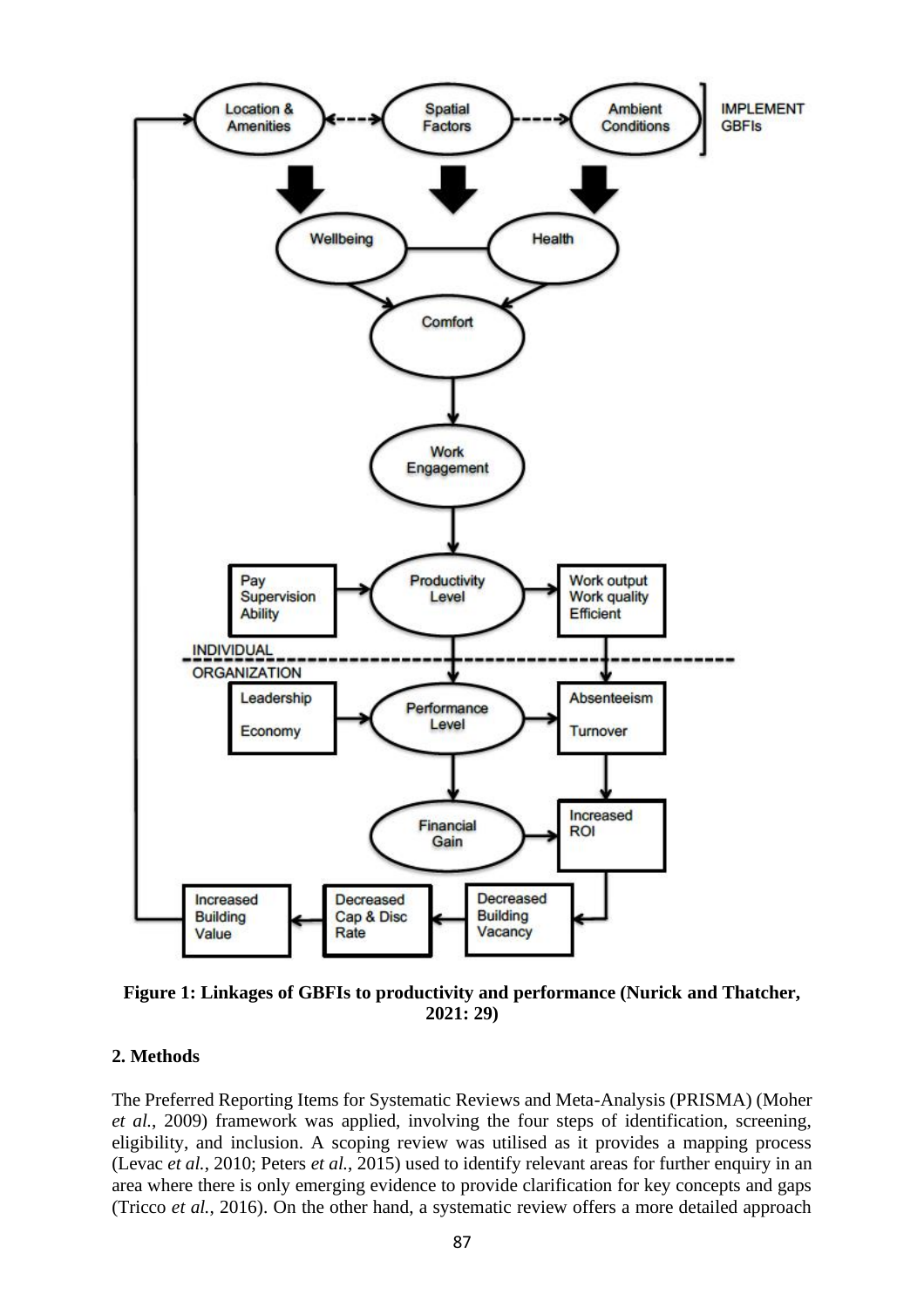**Figure 1: Linkages of GBFIs to productivity and performance (Nurick and Thatcher, 2021: 29)**

## 2. Methods

The Preferred Reporting Items for Systematic Reviews and Meta-Analysis (PRISMA) (Moher *et al.*, 2009) framework was applied, involving the four steps of identification, screening, eligibility, and inclusion. A scoping review was utilised as it provides a mapping process (Levac *et al.*, 2010; Peters *et al.*, 2015) used to identify relevant areas for further enquiry in an area where there is only emerging evidence to provide clarification for key concepts and gaps (Tricco *et al.*, 2016). On the other hand, a systematic review offers a more detailed approach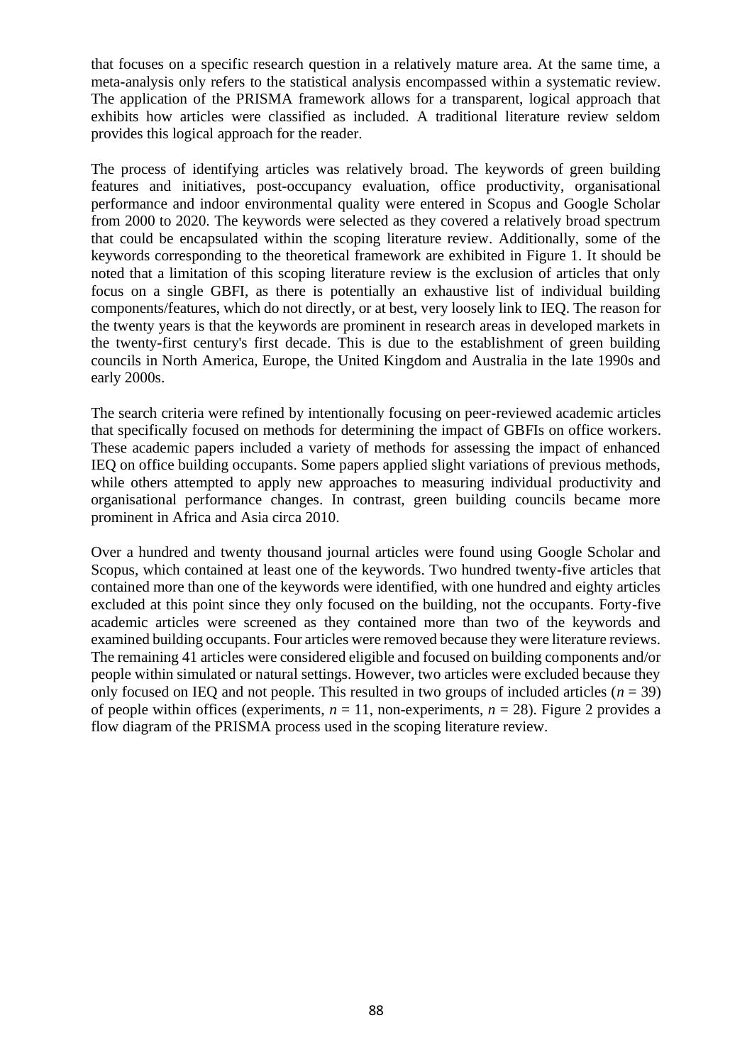that focuses on a specific research question in a relatively mature area. At the same time, a meta-analysis only refers to the statistical analysis encompassed within a systematic review. The application of the PRISMA framework allows for a transparent, logical approach that exhibits how articles were classified as included. A traditional literature review seldom provides this logical approach for the reader.

The process of identifying articles was relatively broad. The keywords of green building features and initiatives, post-occupancy evaluation, office productivity, organisational performance and indoor environmental quality were entered in Scopus and Google Scholar from 2000 to 2020. The keywords were selected as they covered a relatively broad spectrum that could be encapsulated within the scoping literature review. Additionally, some of the keywords corresponding to the theoretical framework are exhibited in Figure 1. It should be noted that a limitation of this scoping literature review is the exclusion of articles that only focus on a single GBFI, as there is potentially an exhaustive list of individual building components/features, which do not directly, or at best, very loosely link to IEQ. The reason for the twenty years is that the keywords are prominent in research areas in developed markets in the twenty-first century's first decade. This is due to the establishment of green building councils in North America, Europe, the United Kingdom and Australia in the late 1990s and early 2000s.

The search criteria were refined by intentionally focusing on peer-reviewed academic articles that specifically focused on methods for determining the impact of GBFIs on office workers. These academic papers included a variety of methods for assessing the impact of enhanced IEQ on office building occupants. Some papers applied slight variations of previous methods, while others attempted to apply new approaches to measuring individual productivity and organisational performance changes. In contrast, green building councils became more prominent in Africa and Asia circa 2010.

Over a hundred and twenty thousand journal articles were found using Google Scholar and Scopus, which contained at least one of the keywords. Two hundred twenty-five articles that contained more than one of the keywords were identified, with one hundred and eighty articles excluded at this point since they only focused on the building, not the occupants. Forty-five academic articles were screened as they contained more than two of the keywords and examined building occupants. Four articles were removed because they were literature reviews. The remaining 41 articles were considered eligible and focused on building components and/or people within simulated or natural settings. However, two articles were excluded because they only focused on IEQ and not people. This resulted in two groups of included articles ($n$ = 39) of people within offices (experiments, $n$ = 11, non-experiments, $n$ = 28). Figure 2 provides a flow diagram of the PRISMA process used in the scoping literature review.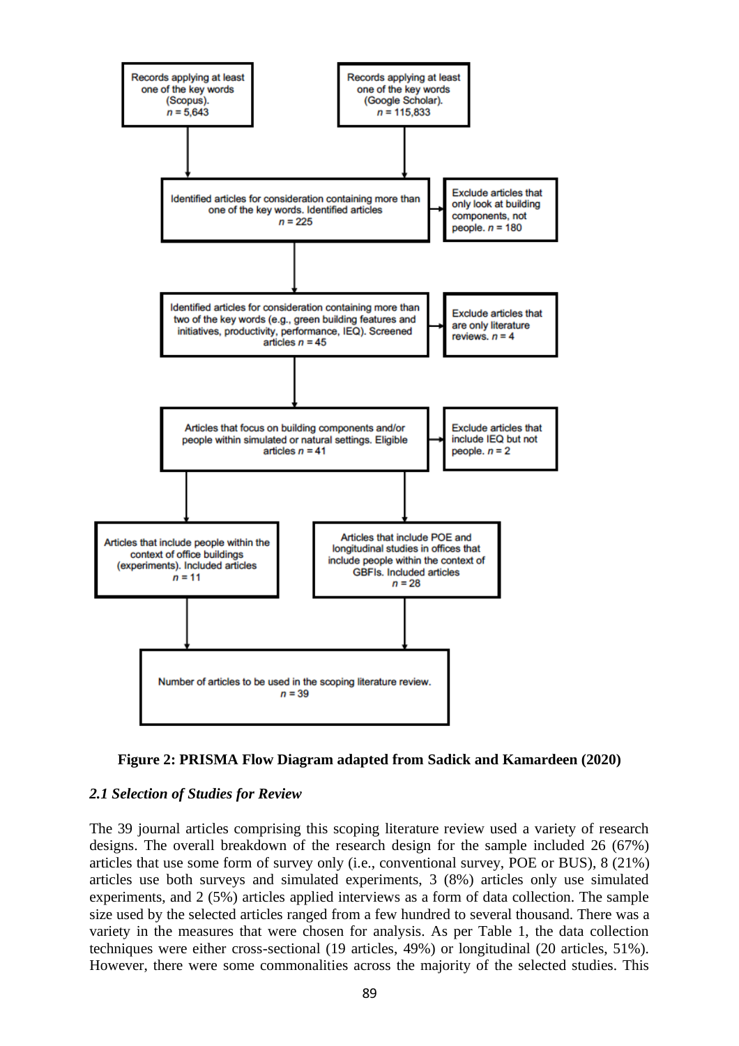Records applying at least one of the key words (Scopus). *n* = 5,643

Records applying at least one of the key words (Google Scholar). *n* = 115,833

Identified articles for consideration containing more than one of the key words. Identified articles *n* = 225

Exclude articles that only look at building components, not people. *n* = 180

Identified articles for consideration containing more than two of the key words (e.g., green building features and initiatives, productivity, performance, IEQ). Screened articles *n* = 45

Exclude articles that are only literature reviews. *n* = 4

Articles that focus on building components and/or people within simulated or natural settings. Eligible articles *n* = 41

Exclude articles that include IEQ but not people. *n* = 2

Articles that include people within the context of office buildings (experiments). Included articles *n* = 11

Articles that include POE and longitudinal studies in offices that include people within the context of GBFIs. Included articles *n* = 28

Number of articles to be used in the scoping literature review. *n* = 39

**Figure 2: PRISMA Flow Diagram adapted from Sadick and Kamardeen (2020)**

### *2.1 Selection of Studies for Review*

The 39 journal articles comprising this scoping literature review used a variety of research designs. The overall breakdown of the research design for the sample included 26 (67%) articles that use some form of survey only (i.e., conventional survey, POE or BUS), 8 (21%) articles use both surveys and simulated experiments, 3 (8%) articles only use simulated experiments, and 2 (5%) articles applied interviews as a form of data collection. The sample size used by the selected articles ranged from a few hundred to several thousand. There was a variety in the measures that were chosen for analysis. As per Table 1, the data collection techniques were either cross-sectional (19 articles, 49%) or longitudinal (20 articles, 51%). However, there were some commonalities across the majority of the selected studies. This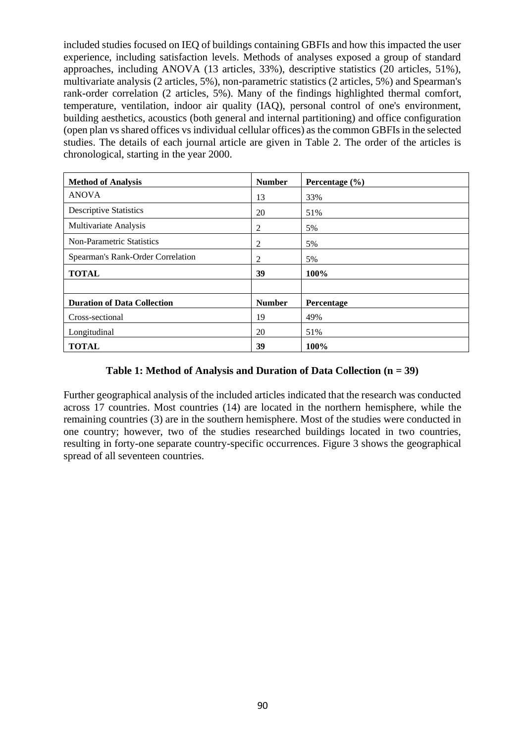included studies focused on IEQ of buildings containing GBFIs and how this impacted the user experience, including satisfaction levels. Methods of analyses exposed a group of standard approaches, including ANOVA (13 articles, 33%), descriptive statistics (20 articles, 51%), multivariate analysis (2 articles, 5%), non-parametric statistics (2 articles, 5%) and Spearman's rank-order correlation (2 articles, 5%). Many of the findings highlighted thermal comfort, temperature, ventilation, indoor air quality (IAQ), personal control of one's environment, building aesthetics, acoustics (both general and internal partitioning) and office configuration (open plan vs shared offices vs individual cellular offices) as the common GBFIs in the selected studies. The details of each journal article are given in Table 2. The order of the articles is chronological, starting in the year 2000.

| **Method of Analysis** | **Number** | **Percentage (%)** |
|---|---|---|
| ANOVA | 13 | 33% |
| Descriptive Statistics | 20 | 51% |
| Multivariate Analysis | 2 | 5% |
| Non-Parametric Statistics | 2 | 5% |
| Spearman's Rank-Order Correlation | 2 | 5% |
| **TOTAL** | **39** | **100%** |
| | | |
| **Duration of Data Collection** | **Number** | **Percentage** |
| Cross-sectional | 19 | 49% |
| Longitudinal | 20 | 51% |
| **TOTAL** | **39** | **100%** |

**Table 1: Method of Analysis and Duration of Data Collection (n = 39)**

Further geographical analysis of the included articles indicated that the research was conducted across 17 countries. Most countries (14) are located in the northern hemisphere, while the remaining countries (3) are in the southern hemisphere. Most of the studies were conducted in one country; however, two of the studies researched buildings located in two countries, resulting in forty-one separate country-specific occurrences. Figure 3 shows the geographical spread of all seventeen countries.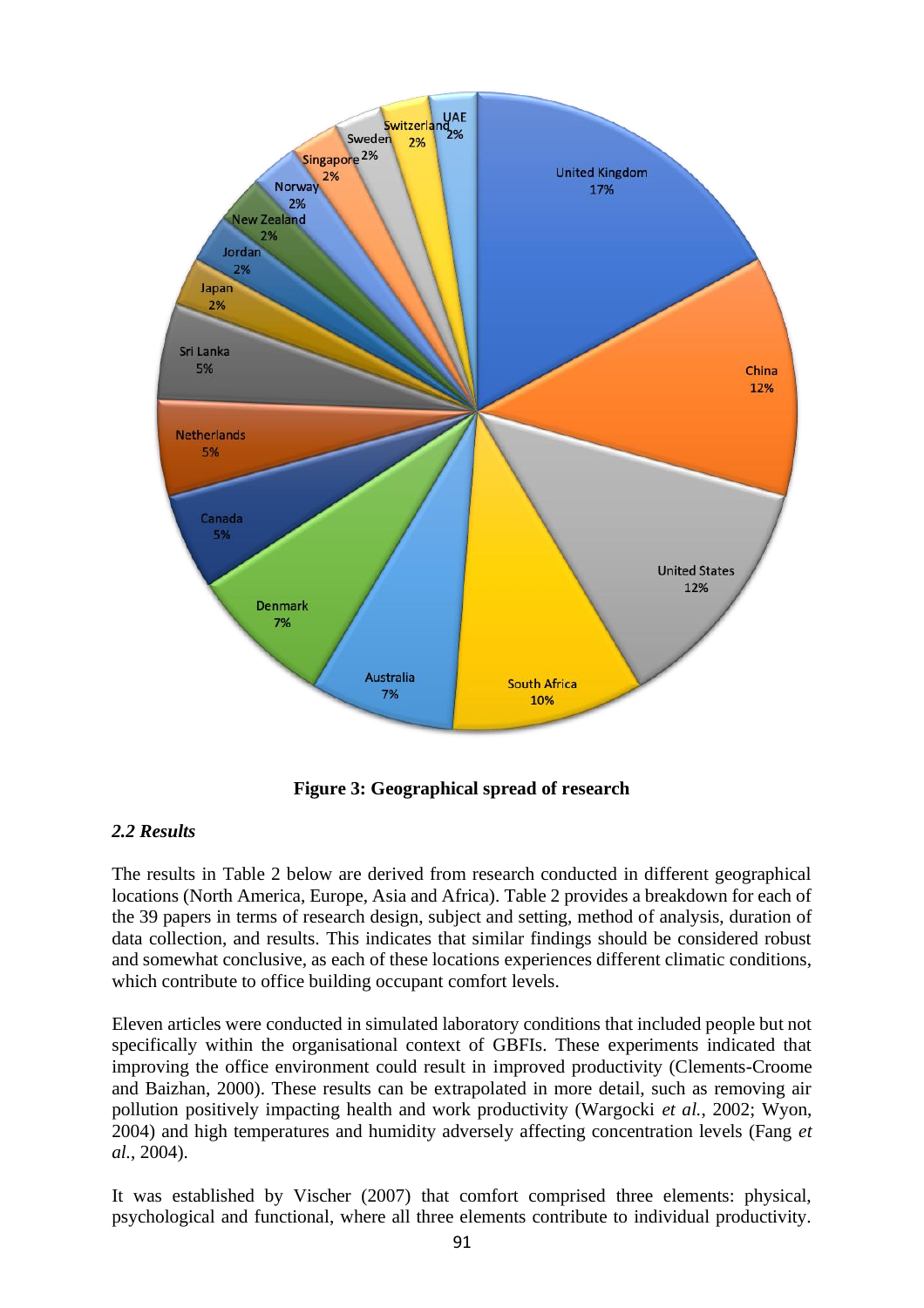**Figure 3: Geographical spread of research**

### *2.2 Results*

The results in Table 2 below are derived from research conducted in different geographical locations (North America, Europe, Asia and Africa). Table 2 provides a breakdown for each of the 39 papers in terms of research design, subject and setting, method of analysis, duration of data collection, and results. This indicates that similar findings should be considered robust and somewhat conclusive, as each of these locations experiences different climatic conditions, which contribute to office building occupant comfort levels.

Eleven articles were conducted in simulated laboratory conditions that included people but not specifically within the organisational context of GBFIs. These experiments indicated that improving the office environment could result in improved productivity (Clements-Croome and Baizhan, 2000). These results can be extrapolated in more detail, such as removing air pollution positively impacting health and work productivity (Wargocki *et al.*, 2002; Wyon, 2004) and high temperatures and humidity adversely affecting concentration levels (Fang *et al.*, 2004).

It was established by Vischer (2007) that comfort comprised three elements: physical, psychological and functional, where all three elements contribute to individual productivity.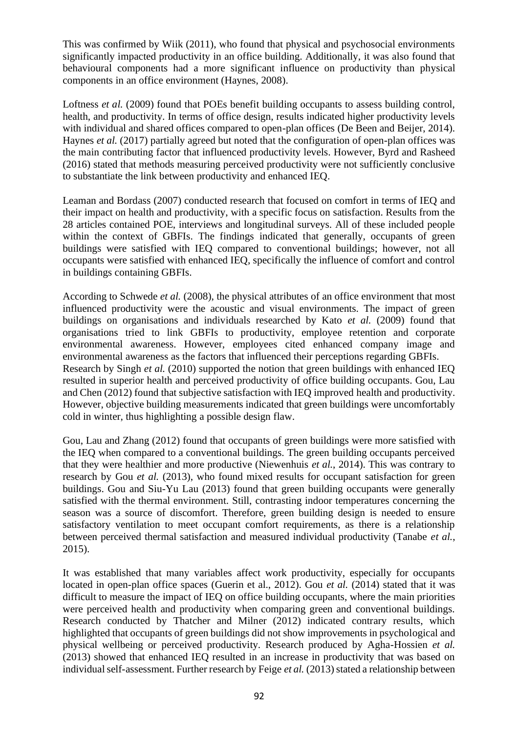This was confirmed by Wiik (2011), who found that physical and psychosocial environments significantly impacted productivity in an office building. Additionally, it was also found that behavioural components had a more significant influence on productivity than physical components in an office environment (Haynes, 2008).

Loftness *et al.* (2009) found that POEs benefit building occupants to assess building control, health, and productivity. In terms of office design, results indicated higher productivity levels with individual and shared offices compared to open-plan offices (De Been and Beijer, 2014). Haynes *et al.* (2017) partially agreed but noted that the configuration of open-plan offices was the main contributing factor that influenced productivity levels. However, Byrd and Rasheed (2016) stated that methods measuring perceived productivity were not sufficiently conclusive to substantiate the link between productivity and enhanced IEQ.

Leaman and Bordass (2007) conducted research that focused on comfort in terms of IEQ and their impact on health and productivity, with a specific focus on satisfaction. Results from the 28 articles contained POE, interviews and longitudinal surveys. All of these included people within the context of GBFIs. The findings indicated that generally, occupants of green buildings were satisfied with IEQ compared to conventional buildings; however, not all occupants were satisfied with enhanced IEQ, specifically the influence of comfort and control in buildings containing GBFIs.

According to Schwede *et al.* (2008), the physical attributes of an office environment that most influenced productivity were the acoustic and visual environments. The impact of green buildings on organisations and individuals researched by Kato *et al.* (2009) found that organisations tried to link GBFIs to productivity, employee retention and corporate environmental awareness. However, employees cited enhanced company image and environmental awareness as the factors that influenced their perceptions regarding GBFIs. Research by Singh *et al.* (2010) supported the notion that green buildings with enhanced IEQ resulted in superior health and perceived productivity of office building occupants. Gou, Lau and Chen (2012) found that subjective satisfaction with IEQ improved health and productivity. However, objective building measurements indicated that green buildings were uncomfortably cold in winter, thus highlighting a possible design flaw.

Gou, Lau and Zhang (2012) found that occupants of green buildings were more satisfied with the IEQ when compared to a conventional buildings. The green building occupants perceived that they were healthier and more productive (Niewenhuis *et al.*, 2014). This was contrary to research by Gou *et al.* (2013), who found mixed results for occupant satisfaction for green buildings. Gou and Siu-Yu Lau (2013) found that green building occupants were generally satisfied with the thermal environment. Still, contrasting indoor temperatures concerning the season was a source of discomfort. Therefore, green building design is needed to ensure satisfactory ventilation to meet occupant comfort requirements, as there is a relationship between perceived thermal satisfaction and measured individual productivity (Tanabe *et al.*, 2015).

It was established that many variables affect work productivity, especially for occupants located in open-plan office spaces (Guerin et al., 2012). Gou *et al.* (2014) stated that it was difficult to measure the impact of IEQ on office building occupants, where the main priorities were perceived health and productivity when comparing green and conventional buildings. Research conducted by Thatcher and Milner (2012) indicated contrary results, which highlighted that occupants of green buildings did not show improvements in psychological and physical wellbeing or perceived productivity. Research produced by Agha-Hossien *et al.* (2013) showed that enhanced IEQ resulted in an increase in productivity that was based on individual self-assessment. Further research by Feige *et al.* (2013) stated a relationship between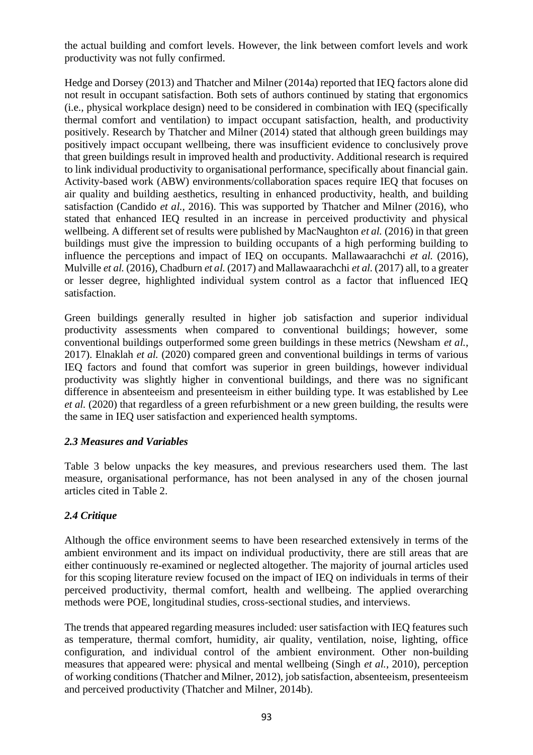the actual building and comfort levels. However, the link between comfort levels and work productivity was not fully confirmed.

Hedge and Dorsey (2013) and Thatcher and Milner (2014a) reported that IEQ factors alone did not result in occupant satisfaction. Both sets of authors continued by stating that ergonomics (i.e., physical workplace design) need to be considered in combination with IEQ (specifically thermal comfort and ventilation) to impact occupant satisfaction, health, and productivity positively. Research by Thatcher and Milner (2014) stated that although green buildings may positively impact occupant wellbeing, there was insufficient evidence to conclusively prove that green buildings result in improved health and productivity. Additional research is required to link individual productivity to organisational performance, specifically about financial gain. Activity-based work (ABW) environments/collaboration spaces require IEQ that focuses on air quality and building aesthetics, resulting in enhanced productivity, health, and building satisfaction (Candido *et al.*, 2016). This was supported by Thatcher and Milner (2016), who stated that enhanced IEQ resulted in an increase in perceived productivity and physical wellbeing. A different set of results were published by MacNaughton *et al.* (2016) in that green buildings must give the impression to building occupants of a high performing building to influence the perceptions and impact of IEQ on occupants. Mallawaarachchi *et al.* (2016), Mulville *et al.* (2016), Chadburn *et al.* (2017) and Mallawaarachchi *et al.* (2017) all, to a greater or lesser degree, highlighted individual system control as a factor that influenced IEQ satisfaction.

Green buildings generally resulted in higher job satisfaction and superior individual productivity assessments when compared to conventional buildings; however, some conventional buildings outperformed some green buildings in these metrics (Newsham *et al.*, 2017). Elnaklah *et al.* (2020) compared green and conventional buildings in terms of various IEQ factors and found that comfort was superior in green buildings, however individual productivity was slightly higher in conventional buildings, and there was no significant difference in absenteeism and presenteeism in either building type. It was established by Lee *et al.* (2020) that regardless of a green refurbishment or a new green building, the results were the same in IEQ user satisfaction and experienced health symptoms.

### *2.3 Measures and Variables*

Table 3 below unpacks the key measures, and previous researchers used them. The last measure, organisational performance, has not been analysed in any of the chosen journal articles cited in Table 2.

### *2.4 Critique*

Although the office environment seems to have been researched extensively in terms of the ambient environment and its impact on individual productivity, there are still areas that are either continuously re-examined or neglected altogether. The majority of journal articles used for this scoping literature review focused on the impact of IEQ on individuals in terms of their perceived productivity, thermal comfort, health and wellbeing. The applied overarching methods were POE, longitudinal studies, cross-sectional studies, and interviews.

The trends that appeared regarding measures included: user satisfaction with IEQ features such as temperature, thermal comfort, humidity, air quality, ventilation, noise, lighting, office configuration, and individual control of the ambient environment. Other non-building measures that appeared were: physical and mental wellbeing (Singh *et al.*, 2010), perception of working conditions (Thatcher and Milner, 2012), job satisfaction, absenteeism, presenteeism and perceived productivity (Thatcher and Milner, 2014b).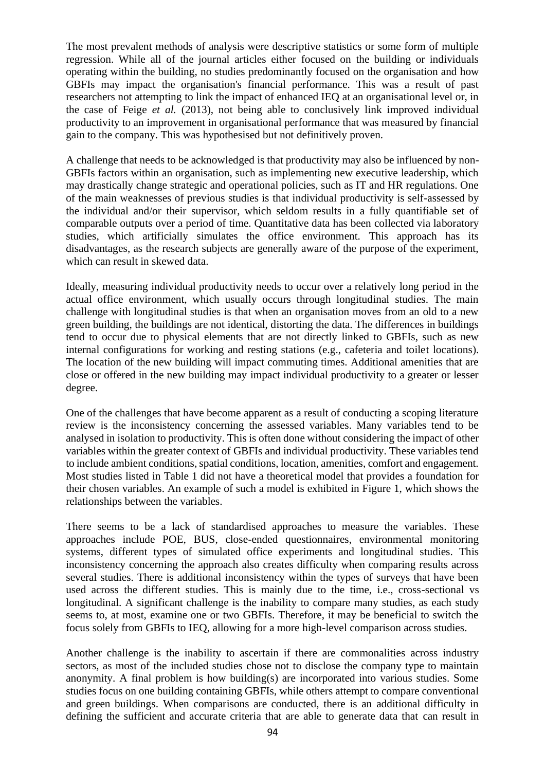The most prevalent methods of analysis were descriptive statistics or some form of multiple regression. While all of the journal articles either focused on the building or individuals operating within the building, no studies predominantly focused on the organisation and how GBFIs may impact the organisation's financial performance. This was a result of past researchers not attempting to link the impact of enhanced IEQ at an organisational level or, in the case of Feige *et al.* (2013), not being able to conclusively link improved individual productivity to an improvement in organisational performance that was measured by financial gain to the company. This was hypothesised but not definitively proven.

A challenge that needs to be acknowledged is that productivity may also be influenced by non-GBFIs factors within an organisation, such as implementing new executive leadership, which may drastically change strategic and operational policies, such as IT and HR regulations. One of the main weaknesses of previous studies is that individual productivity is self-assessed by the individual and/or their supervisor, which seldom results in a fully quantifiable set of comparable outputs over a period of time. Quantitative data has been collected via laboratory studies, which artificially simulates the office environment. This approach has its disadvantages, as the research subjects are generally aware of the purpose of the experiment, which can result in skewed data.

Ideally, measuring individual productivity needs to occur over a relatively long period in the actual office environment, which usually occurs through longitudinal studies. The main challenge with longitudinal studies is that when an organisation moves from an old to a new green building, the buildings are not identical, distorting the data. The differences in buildings tend to occur due to physical elements that are not directly linked to GBFIs, such as new internal configurations for working and resting stations (e.g., cafeteria and toilet locations). The location of the new building will impact commuting times. Additional amenities that are close or offered in the new building may impact individual productivity to a greater or lesser degree.

One of the challenges that have become apparent as a result of conducting a scoping literature review is the inconsistency concerning the assessed variables. Many variables tend to be analysed in isolation to productivity. This is often done without considering the impact of other variables within the greater context of GBFIs and individual productivity. These variables tend to include ambient conditions, spatial conditions, location, amenities, comfort and engagement. Most studies listed in Table 1 did not have a theoretical model that provides a foundation for their chosen variables. An example of such a model is exhibited in Figure 1, which shows the relationships between the variables.

There seems to be a lack of standardised approaches to measure the variables. These approaches include POE, BUS, close-ended questionnaires, environmental monitoring systems, different types of simulated office experiments and longitudinal studies. This inconsistency concerning the approach also creates difficulty when comparing results across several studies. There is additional inconsistency within the types of surveys that have been used across the different studies. This is mainly due to the time, i.e., cross-sectional vs longitudinal. A significant challenge is the inability to compare many studies, as each study seems to, at most, examine one or two GBFIs. Therefore, it may be beneficial to switch the focus solely from GBFIs to IEQ, allowing for a more high-level comparison across studies.

Another challenge is the inability to ascertain if there are commonalities across industry sectors, as most of the included studies chose not to disclose the company type to maintain anonymity. A final problem is how building(s) are incorporated into various studies. Some studies focus on one building containing GBFIs, while others attempt to compare conventional and green buildings. When comparisons are conducted, there is an additional difficulty in defining the sufficient and accurate criteria that are able to generate data that can result in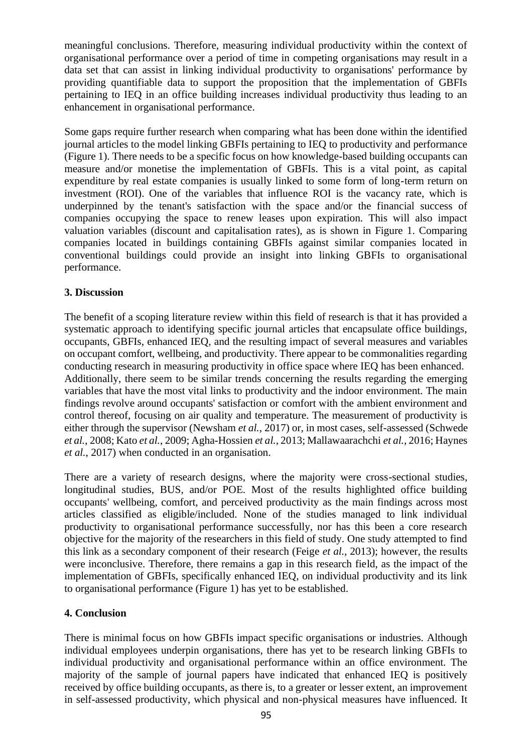meaningful conclusions. Therefore, measuring individual productivity within the context of organisational performance over a period of time in competing organisations may result in a data set that can assist in linking individual productivity to organisations' performance by providing quantifiable data to support the proposition that the implementation of GBFIs pertaining to IEQ in an office building increases individual productivity thus leading to an enhancement in organisational performance.

Some gaps require further research when comparing what has been done within the identified journal articles to the model linking GBFIs pertaining to IEQ to productivity and performance (Figure 1). There needs to be a specific focus on how knowledge-based building occupants can measure and/or monetise the implementation of GBFIs. This is a vital point, as capital expenditure by real estate companies is usually linked to some form of long-term return on investment (ROI). One of the variables that influence ROI is the vacancy rate, which is underpinned by the tenant's satisfaction with the space and/or the financial success of companies occupying the space to renew leases upon expiration. This will also impact valuation variables (discount and capitalisation rates), as is shown in Figure 1. Comparing companies located in buildings containing GBFIs against similar companies located in conventional buildings could provide an insight into linking GBFIs to organisational performance.

## 3. Discussion

The benefit of a scoping literature review within this field of research is that it has provided a systematic approach to identifying specific journal articles that encapsulate office buildings, occupants, GBFIs, enhanced IEQ, and the resulting impact of several measures and variables on occupant comfort, wellbeing, and productivity. There appear to be commonalities regarding conducting research in measuring productivity in office space where IEQ has been enhanced. Additionally, there seem to be similar trends concerning the results regarding the emerging variables that have the most vital links to productivity and the indoor environment. The main findings revolve around occupants' satisfaction or comfort with the ambient environment and control thereof, focusing on air quality and temperature. The measurement of productivity is either through the supervisor (Newsham *et al.*, 2017) or, in most cases, self-assessed (Schwede *et al.*, 2008; Kato *et al.*, 2009; Agha-Hossien *et al.*, 2013; Mallawaarachchi *et al.*, 2016; Haynes *et al.*, 2017) when conducted in an organisation.

There are a variety of research designs, where the majority were cross-sectional studies, longitudinal studies, BUS, and/or POE. Most of the results highlighted office building occupants' wellbeing, comfort, and perceived productivity as the main findings across most articles classified as eligible/included. None of the studies managed to link individual productivity to organisational performance successfully, nor has this been a core research objective for the majority of the researchers in this field of study. One study attempted to find this link as a secondary component of their research (Feige *et al.*, 2013); however, the results were inconclusive. Therefore, there remains a gap in this research field, as the impact of the implementation of GBFIs, specifically enhanced IEQ, on individual productivity and its link to organisational performance (Figure 1) has yet to be established.

## 4. Conclusion

There is minimal focus on how GBFIs impact specific organisations or industries. Although individual employees underpin organisations, there has yet to be research linking GBFIs to individual productivity and organisational performance within an office environment. The majority of the sample of journal papers have indicated that enhanced IEQ is positively received by office building occupants, as there is, to a greater or lesser extent, an improvement in self-assessed productivity, which physical and non-physical measures have influenced. It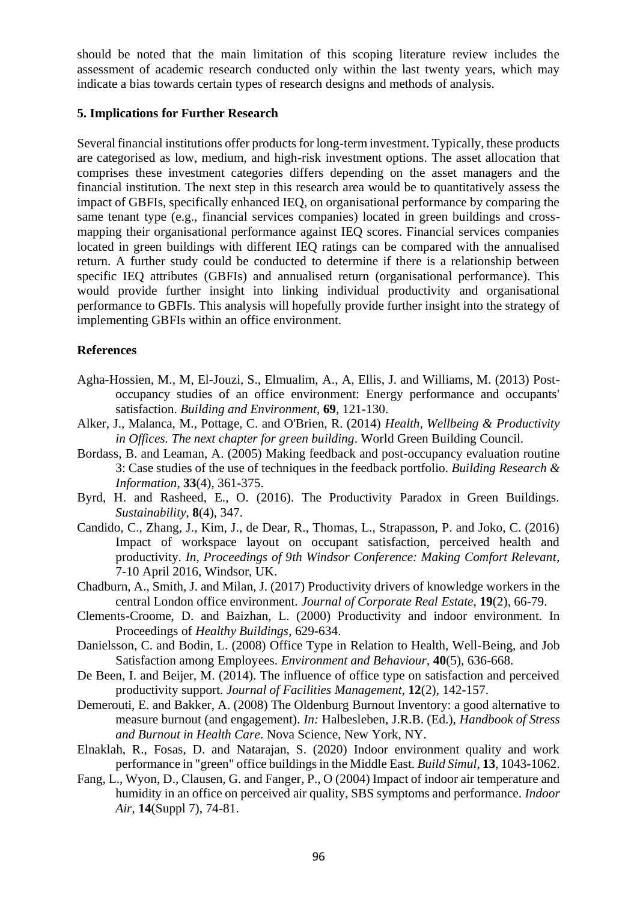should be noted that the main limitation of this scoping literature review includes the assessment of academic research conducted only within the last twenty years, which may indicate a bias towards certain types of research designs and methods of analysis.

## 5. Implications for Further Research

Several financial institutions offer products for long-term investment. Typically, these products are categorised as low, medium, and high-risk investment options. The asset allocation that comprises these investment categories differs depending on the asset managers and the financial institution. The next step in this research area would be to quantitatively assess the impact of GBFIs, specifically enhanced IEQ, on organisational performance by comparing the same tenant type (e.g., financial services companies) located in green buildings and cross-mapping their organisational performance against IEQ scores. Financial services companies located in green buildings with different IEQ ratings can be compared with the annualised return. A further study could be conducted to determine if there is a relationship between specific IEQ attributes (GBFIs) and annualised return (organisational performance). This would provide further insight into linking individual productivity and organisational performance to GBFIs. This analysis will hopefully provide further insight into the strategy of implementing GBFIs within an office environment.

## References

Agha-Hossien, M., M, El-Jouzi, S., Elmualim, A., A, Ellis, J. and Williams, M. (2013) Post-occupancy studies of an office environment: Energy performance and occupants' satisfaction. *Building and Environment*, **69**, 121-130.

Alker, J., Malanca, M., Pottage, C. and O'Brien, R. (2014) *Health, Wellbeing & Productivity in Offices. The next chapter for green building*. World Green Building Council.

Bordass, B. and Leaman, A. (2005) Making feedback and post-occupancy evaluation routine 3: Case studies of the use of techniques in the feedback portfolio. *Building Research & Information*, **33**(4), 361-375.

Byrd, H. and Rasheed, E., O. (2016). The Productivity Paradox in Green Buildings. *Sustainability*, **8**(4), 347.

Candido, C., Zhang, J., Kim, J., de Dear, R., Thomas, L., Strapasson, P. and Joko, C. (2016) Impact of workspace layout on occupant satisfaction, perceived health and productivity. *In*, *Proceedings of 9th Windsor Conference: Making Comfort Relevant*, 7-10 April 2016, Windsor, UK.

Chadburn, A., Smith, J. and Milan, J. (2017) Productivity drivers of knowledge workers in the central London office environment. *Journal of Corporate Real Estate*, **19**(2), 66-79.

Clements-Croome, D. and Baizhan, L. (2000) Productivity and indoor environment. In Proceedings of *Healthy Buildings*, 629-634.

Danielsson, C. and Bodin, L. (2008) Office Type in Relation to Health, Well-Being, and Job Satisfaction among Employees. *Environment and Behaviour*, **40**(5), 636-668.

De Been, I. and Beijer, M. (2014). The influence of office type on satisfaction and perceived productivity support. *Journal of Facilities Management*, **12**(2), 142-157.

Demerouti, E. and Bakker, A. (2008) The Oldenburg Burnout Inventory: a good alternative to measure burnout (and engagement). *In:* Halbesleben, J.R.B. (Ed.), *Handbook of Stress and Burnout in Health Care*. Nova Science, New York, NY.

Elnaklah, R., Fosas, D. and Natarajan, S. (2020) Indoor environment quality and work performance in "green" office buildings in the Middle East. *Build Simul*, **13**, 1043-1062.

Fang, L., Wyon, D., Clausen, G. and Fanger, P., O (2004) Impact of indoor air temperature and humidity in an office on perceived air quality, SBS symptoms and performance. *Indoor Air*, **14**(Suppl 7), 74-81.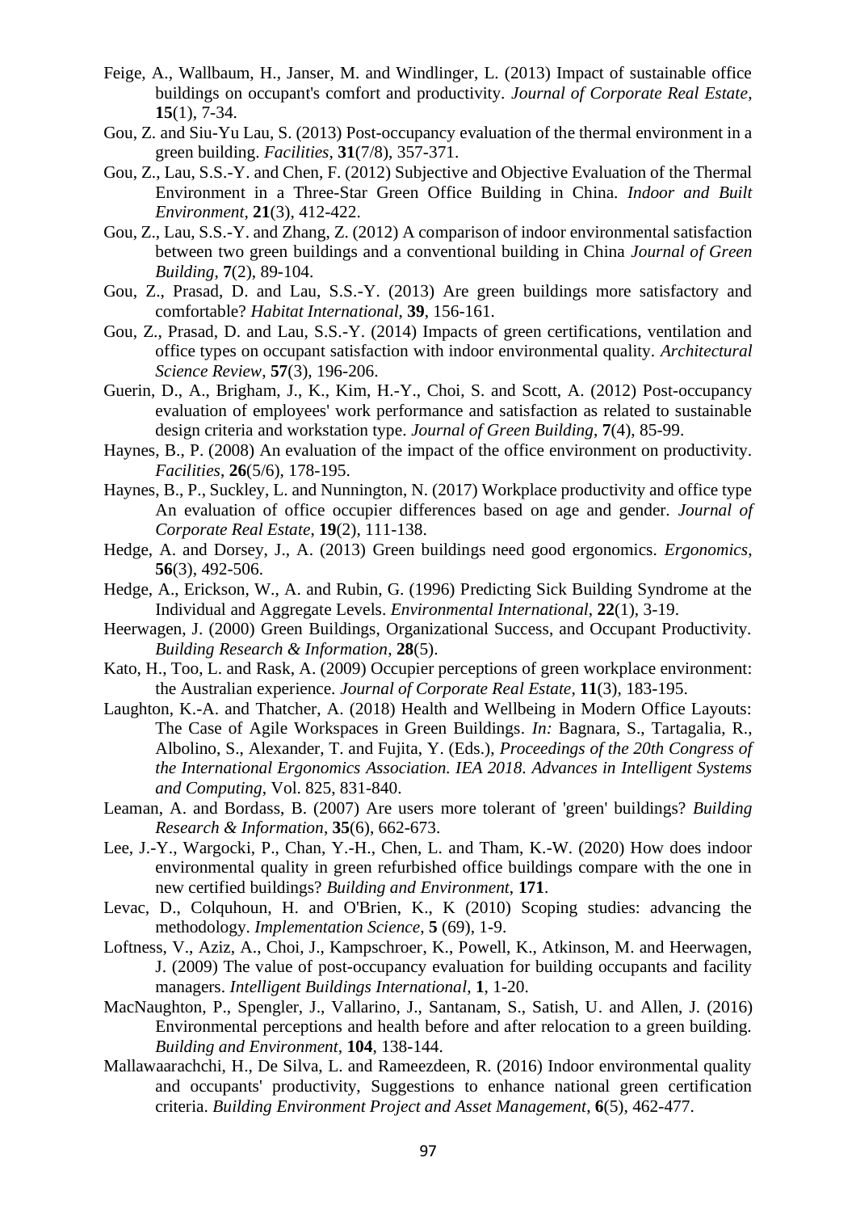Feige, A., Wallbaum, H., Janser, M. and Windlinger, L. (2013) Impact of sustainable office buildings on occupant's comfort and productivity. *Journal of Corporate Real Estate*, **15**(1), 7-34.

Gou, Z. and Siu-Yu Lau, S. (2013) Post-occupancy evaluation of the thermal environment in a green building. *Facilities*, **31**(7/8), 357-371.

Gou, Z., Lau, S.S.-Y. and Chen, F. (2012) Subjective and Objective Evaluation of the Thermal Environment in a Three-Star Green Office Building in China. *Indoor and Built Environment*, **21**(3), 412-422.

Gou, Z., Lau, S.S.-Y. and Zhang, Z. (2012) A comparison of indoor environmental satisfaction between two green buildings and a conventional building in China *Journal of Green Building*, **7**(2), 89-104.

Gou, Z., Prasad, D. and Lau, S.S.-Y. (2013) Are green buildings more satisfactory and comfortable? *Habitat International*, **39**, 156-161.

Gou, Z., Prasad, D. and Lau, S.S.-Y. (2014) Impacts of green certifications, ventilation and office types on occupant satisfaction with indoor environmental quality. *Architectural Science Review*, **57**(3), 196-206.

Guerin, D., A., Brigham, J., K., Kim, H.-Y., Choi, S. and Scott, A. (2012) Post-occupancy evaluation of employees' work performance and satisfaction as related to sustainable design criteria and workstation type. *Journal of Green Building*, **7**(4), 85-99.

Haynes, B., P. (2008) An evaluation of the impact of the office environment on productivity. *Facilities*, **26**(5/6), 178-195.

Haynes, B., P., Suckley, L. and Nunnington, N. (2017) Workplace productivity and office type An evaluation of office occupier differences based on age and gender. *Journal of Corporate Real Estate*, **19**(2), 111-138.

Hedge, A. and Dorsey, J., A. (2013) Green buildings need good ergonomics. *Ergonomics*, **56**(3), 492-506.

Hedge, A., Erickson, W., A. and Rubin, G. (1996) Predicting Sick Building Syndrome at the Individual and Aggregate Levels. *Environmental International*, **22**(1), 3-19.

Heerwagen, J. (2000) Green Buildings, Organizational Success, and Occupant Productivity. *Building Research & Information*, **28**(5).

Kato, H., Too, L. and Rask, A. (2009) Occupier perceptions of green workplace environment: the Australian experience. *Journal of Corporate Real Estate*, **11**(3), 183-195.

Laughton, K.-A. and Thatcher, A. (2018) Health and Wellbeing in Modern Office Layouts: The Case of Agile Workspaces in Green Buildings. *In:* Bagnara, S., Tartagalia, R., Albolino, S., Alexander, T. and Fujita, Y. (Eds.), *Proceedings of the 20th Congress of the International Ergonomics Association. IEA 2018. Advances in Intelligent Systems and Computing*, Vol. 825, 831-840.

Leaman, A. and Bordass, B. (2007) Are users more tolerant of 'green' buildings? *Building Research & Information*, **35**(6), 662-673.

Lee, J.-Y., Wargocki, P., Chan, Y.-H., Chen, L. and Tham, K.-W. (2020) How does indoor environmental quality in green refurbished office buildings compare with the one in new certified buildings? *Building and Environment*, **171**.

Levac, D., Colquhoun, H. and O'Brien, K., K (2010) Scoping studies: advancing the methodology. *Implementation Science*, **5** (69), 1-9.

Loftness, V., Aziz, A., Choi, J., Kampschroer, K., Powell, K., Atkinson, M. and Heerwagen, J. (2009) The value of post-occupancy evaluation for building occupants and facility managers. *Intelligent Buildings International*, **1**, 1-20.

MacNaughton, P., Spengler, J., Vallarino, J., Santanam, S., Satish, U. and Allen, J. (2016) Environmental perceptions and health before and after relocation to a green building. *Building and Environment*, **104**, 138-144.

Mallawaarachchi, H., De Silva, L. and Rameezdeen, R. (2016) Indoor environmental quality and occupants' productivity, Suggestions to enhance national green certification criteria. *Building Environment Project and Asset Management*, **6**(5), 462-477.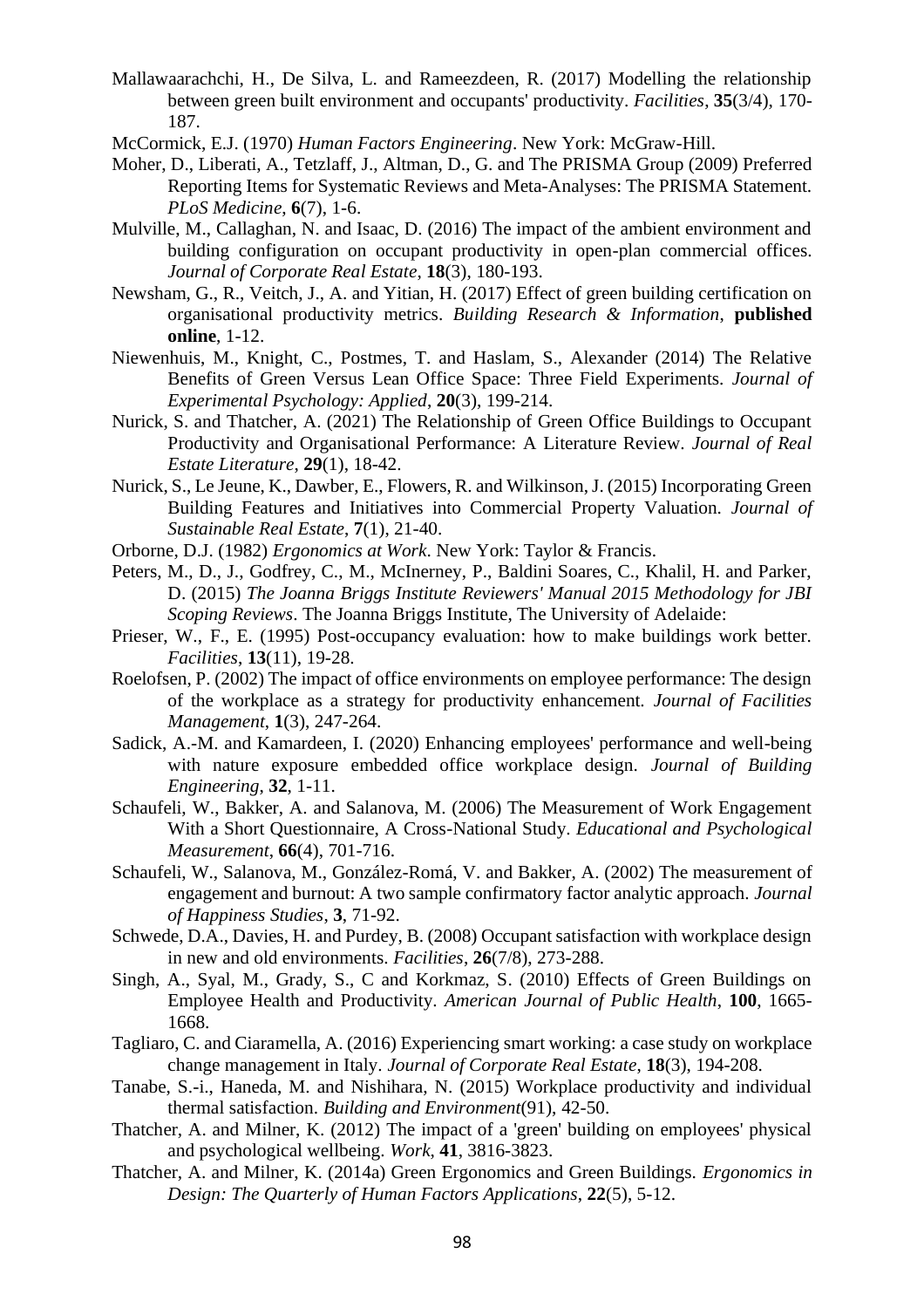Mallawaarachchi, H., De Silva, L. and Rameezdeen, R. (2017) Modelling the relationship between green built environment and occupants' productivity. *Facilities*, **35**(3/4), 170-187.

McCormick, E.J. (1970) *Human Factors Engineering*. New York: McGraw-Hill.

Moher, D., Liberati, A., Tetzlaff, J., Altman, D., G. and The PRISMA Group (2009) Preferred Reporting Items for Systematic Reviews and Meta-Analyses: The PRISMA Statement. *PLoS Medicine*, **6**(7), 1-6.

Mulville, M., Callaghan, N. and Isaac, D. (2016) The impact of the ambient environment and building configuration on occupant productivity in open-plan commercial offices. *Journal of Corporate Real Estate*, **18**(3), 180-193.

Newsham, G., R., Veitch, J., A. and Yitian, H. (2017) Effect of green building certification on organisational productivity metrics. *Building Research & Information*, **published online**, 1-12.

Niewenhuis, M., Knight, C., Postmes, T. and Haslam, S., Alexander (2014) The Relative Benefits of Green Versus Lean Office Space: Three Field Experiments. *Journal of Experimental Psychology: Applied*, **20**(3), 199-214.

Nurick, S. and Thatcher, A. (2021) The Relationship of Green Office Buildings to Occupant Productivity and Organisational Performance: A Literature Review. *Journal of Real Estate Literature*, **29**(1), 18-42.

Nurick, S., Le Jeune, K., Dawber, E., Flowers, R. and Wilkinson, J. (2015) Incorporating Green Building Features and Initiatives into Commercial Property Valuation. *Journal of Sustainable Real Estate*, **7**(1), 21-40.

Orborne, D.J. (1982) *Ergonomics at Work*. New York: Taylor & Francis.

Peters, M., D., J., Godfrey, C., M., McInerney, P., Baldini Soares, C., Khalil, H. and Parker, D. (2015) *The Joanna Briggs Institute Reviewers' Manual 2015 Methodology for JBI Scoping Reviews*. The Joanna Briggs Institute, The University of Adelaide:

Prieser, W., F., E. (1995) Post-occupancy evaluation: how to make buildings work better. *Facilities*, **13**(11), 19-28.

Roelofsen, P. (2002) The impact of office environments on employee performance: The design of the workplace as a strategy for productivity enhancement. *Journal of Facilities Management*, **1**(3), 247-264.

Sadick, A.-M. and Kamardeen, I. (2020) Enhancing employees' performance and well-being with nature exposure embedded office workplace design. *Journal of Building Engineering*, **32**, 1-11.

Schaufeli, W., Bakker, A. and Salanova, M. (2006) The Measurement of Work Engagement With a Short Questionnaire, A Cross-National Study. *Educational and Psychological Measurement*, **66**(4), 701-716.

Schaufeli, W., Salanova, M., González-Romá, V. and Bakker, A. (2002) The measurement of engagement and burnout: A two sample confirmatory factor analytic approach. *Journal of Happiness Studies*, **3**, 71-92.

Schwede, D.A., Davies, H. and Purdey, B. (2008) Occupant satisfaction with workplace design in new and old environments. *Facilities*, **26**(7/8), 273-288.

Singh, A., Syal, M., Grady, S., C and Korkmaz, S. (2010) Effects of Green Buildings on Employee Health and Productivity. *American Journal of Public Health*, **100**, 1665-1668.

Tagliaro, C. and Ciaramella, A. (2016) Experiencing smart working: a case study on workplace change management in Italy. *Journal of Corporate Real Estate*, **18**(3), 194-208.

Tanabe, S.-i., Haneda, M. and Nishihara, N. (2015) Workplace productivity and individual thermal satisfaction. *Building and Environment*(91), 42-50.

Thatcher, A. and Milner, K. (2012) The impact of a 'green' building on employees' physical and psychological wellbeing. *Work*, **41**, 3816-3823.

Thatcher, A. and Milner, K. (2014a) Green Ergonomics and Green Buildings. *Ergonomics in Design: The Quarterly of Human Factors Applications*, **22**(5), 5-12.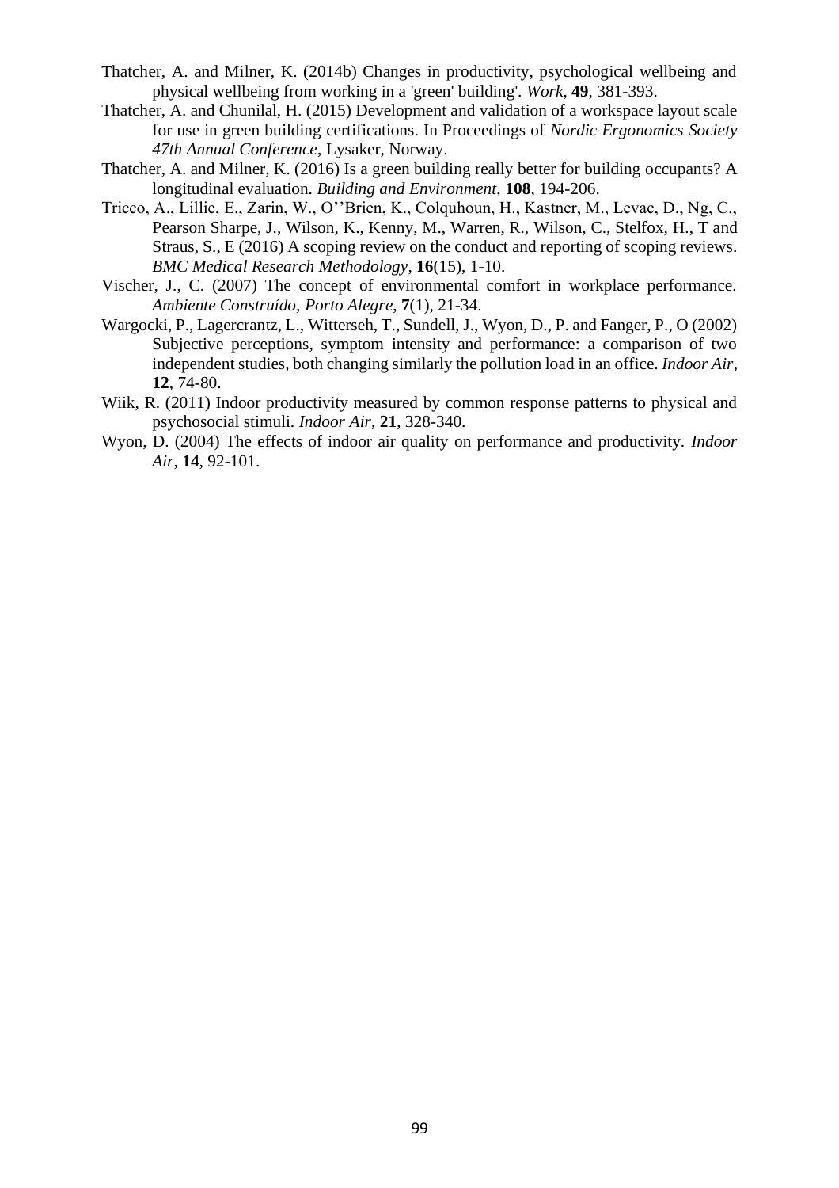Thatcher, A. and Milner, K. (2014b) Changes in productivity, psychological wellbeing and physical wellbeing from working in a 'green' building'. *Work*, **49**, 381-393.

Thatcher, A. and Chunilal, H. (2015) Development and validation of a workspace layout scale for use in green building certifications. In Proceedings of *Nordic Ergonomics Society 47th Annual Conference*, Lysaker, Norway.

Thatcher, A. and Milner, K. (2016) Is a green building really better for building occupants? A longitudinal evaluation. *Building and Environment*, **108**, 194-206.

Tricco, A., Lillie, E., Zarin, W., O''Brien, K., Colquhoun, H., Kastner, M., Levac, D., Ng, C., Pearson Sharpe, J., Wilson, K., Kenny, M., Warren, R., Wilson, C., Stelfox, H., T and Straus, S., E (2016) A scoping review on the conduct and reporting of scoping reviews. *BMC Medical Research Methodology*, **16**(15), 1-10.

Vischer, J., C. (2007) The concept of environmental comfort in workplace performance. *Ambiente Construído, Porto Alegre*, **7**(1), 21-34.

Wargocki, P., Lagercrantz, L., Witterseh, T., Sundell, J., Wyon, D., P. and Fanger, P., O (2002) Subjective perceptions, symptom intensity and performance: a comparison of two independent studies, both changing similarly the pollution load in an office. *Indoor Air*, **12**, 74-80.

Wiik, R. (2011) Indoor productivity measured by common response patterns to physical and psychosocial stimuli. *Indoor Air*, **21**, 328-340.

Wyon, D. (2004) The effects of indoor air quality on performance and productivity. *Indoor Air*, **14**, 92-101.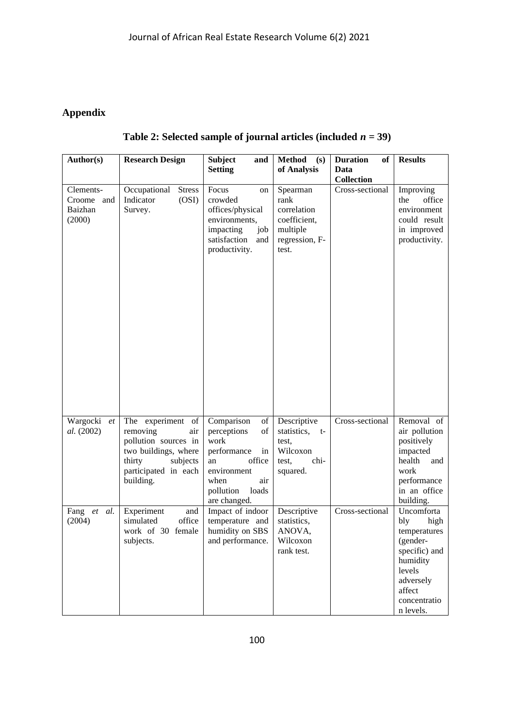## Appendix

**Table 2: Selected sample of journal articles (included *n* = 39)**

| Author(s) | Research Design | Subject and Setting | Method (s) of Analysis | Duration of Data Collection | Results |
|---|---|---|---|---|---|
| Clements-Croome and Baizhan (2000) | Occupational Stress Indicator (OSI) Survey. | Focus on crowded offices/physical environments, impacting job satisfaction and productivity. | Spearman rank correlation coefficient, multiple regression, F-test. | Cross-sectional | Improving the office environment could result in improved productivity. |
| Wargocki *et al.* (2002) | The experiment of removing air pollution sources in two buildings, where thirty subjects participated in each building. | Comparison of perceptions of work performance in an office environment when air pollution loads are changed. | Descriptive statistics, t-test, Wilcoxon test, chi-squared. | Cross-sectional | Removal of air pollution positively impacted health and work performance in an office building. |
| Fang *et al.* (2004) | Experiment and simulated office work of 30 female subjects. | Impact of indoor temperature and humidity on SBS and performance. | Descriptive statistics, ANOVA, Wilcoxon rank test. | Cross-sectional | Uncomfortably high temperatures (gender-specific) and humidity levels adversely affect concentration levels. |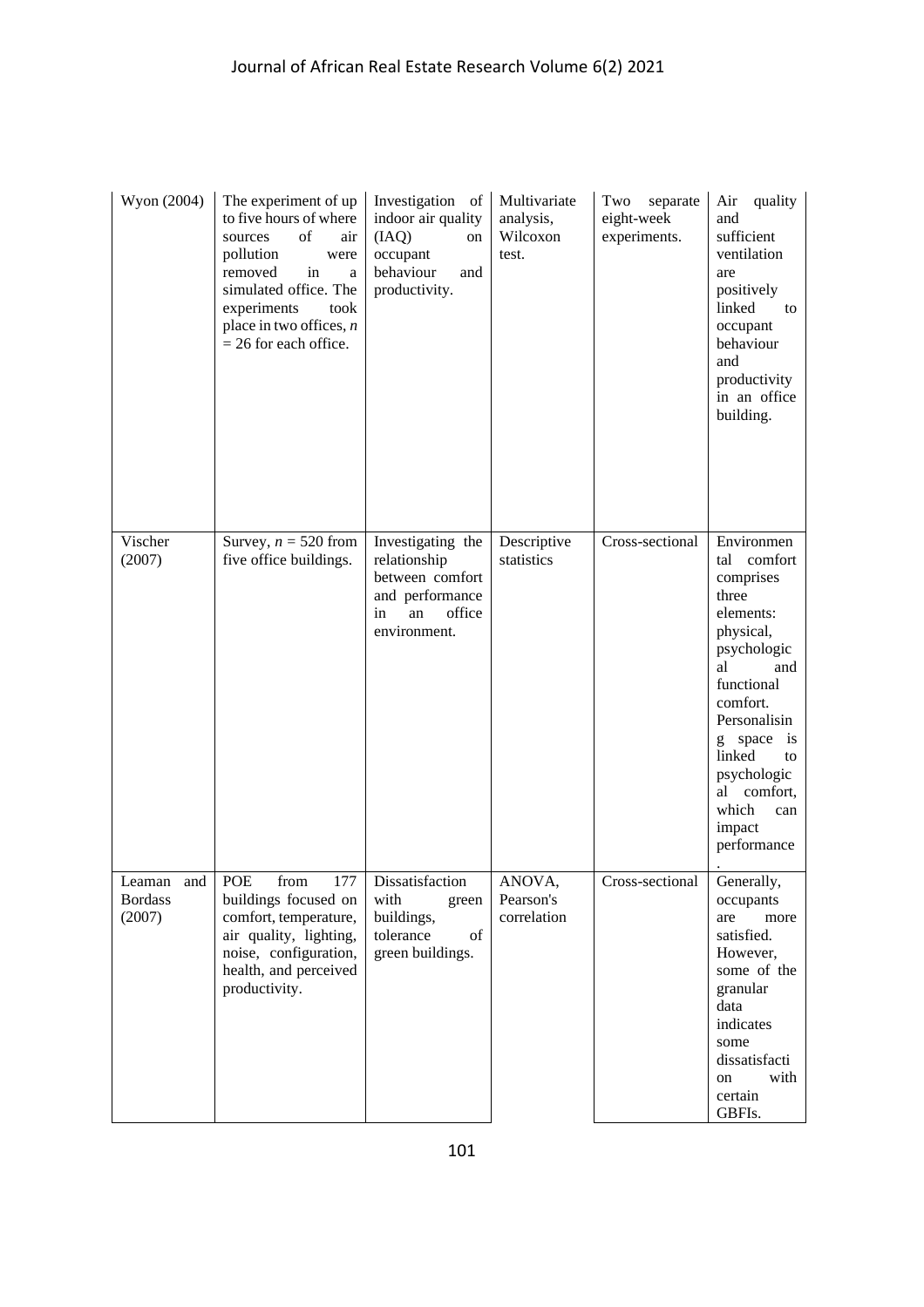| Wyon (2004) | The experiment of up to five hours of where sources of air pollution were removed in a simulated office. The experiments took place in two offices, *n* = 26 for each office. | Investigation of indoor air quality (IAQ) on occupant behaviour and productivity. | Multivariate analysis, Wilcoxon test. | Two separate eight-week experiments. | Air quality and sufficient ventilation are positively linked to occupant behaviour and productivity in an office building. |
|---|---|---|---|---|---|
| Vischer (2007) | Survey, *n* = 520 from five office buildings. | Investigating the relationship between comfort and performance in an office environment. | Descriptive statistics | Cross-sectional | Environmental comfort comprises three elements: physical, psychological and functional comfort. Personalising space is linked to psychological comfort, which can impact performance. |
| Leaman and Bordass (2007) | POE from 177 buildings focused on comfort, temperature, air quality, lighting, noise, configuration, health, and perceived productivity. | Dissatisfaction with green buildings, tolerance of green buildings. | ANOVA, Pearson's correlation | Cross-sectional | Generally, occupants are more satisfied. However, some of the granular data indicates some dissatisfaction with certain GBFIs. |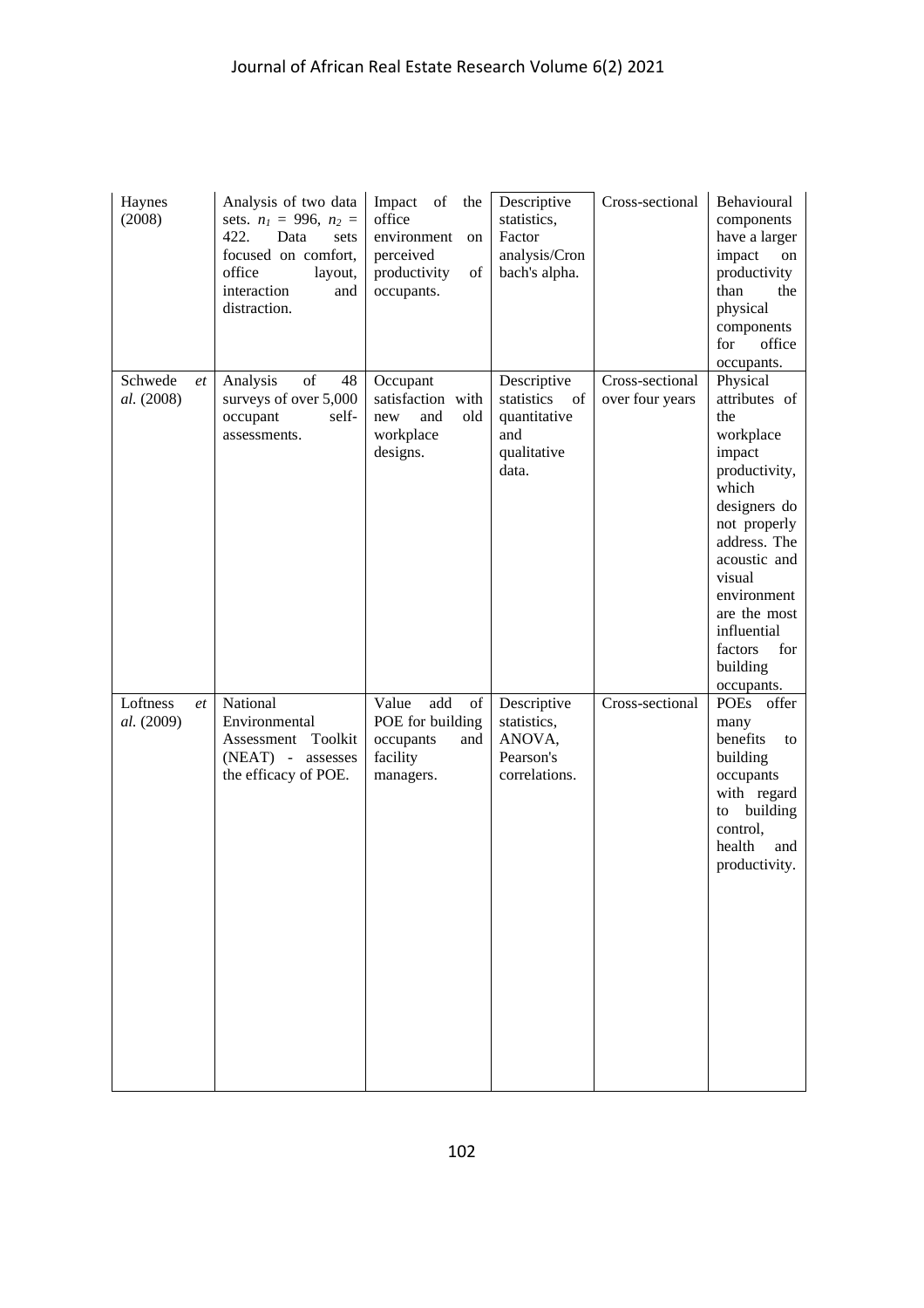| Haynes (2008) | Analysis of two data sets. $n_1$ = 996, $n_2$ = 422. Data sets focused on comfort, office layout, interaction and distraction. | Impact of the office environment on perceived productivity of occupants. | Descriptive statistics, Factor analysis/Cronbach's alpha. | Cross-sectional | Behavioural components have a larger impact on productivity than the physical components for office occupants. |
|---|---|---|---|---|---|
| Schwede *et al.* (2008) | Analysis of 48 surveys of over 5,000 occupant self-assessments. | Occupant satisfaction with new and old workplace designs. | Descriptive statistics of quantitative and qualitative data. | Cross-sectional over four years | Physical attributes of the workplace impact productivity, which designers do not properly address. The acoustic and visual environment are the most influential factors for building occupants. |
| Loftness *et al.* (2009) | National Environmental Assessment Toolkit (NEAT) - assesses the efficacy of POE. | Value add of POE for building occupants and facility managers. | Descriptive statistics, ANOVA, Pearson's correlations. | Cross-sectional | POEs offer many benefits to building occupants with regard to building control, health and productivity. |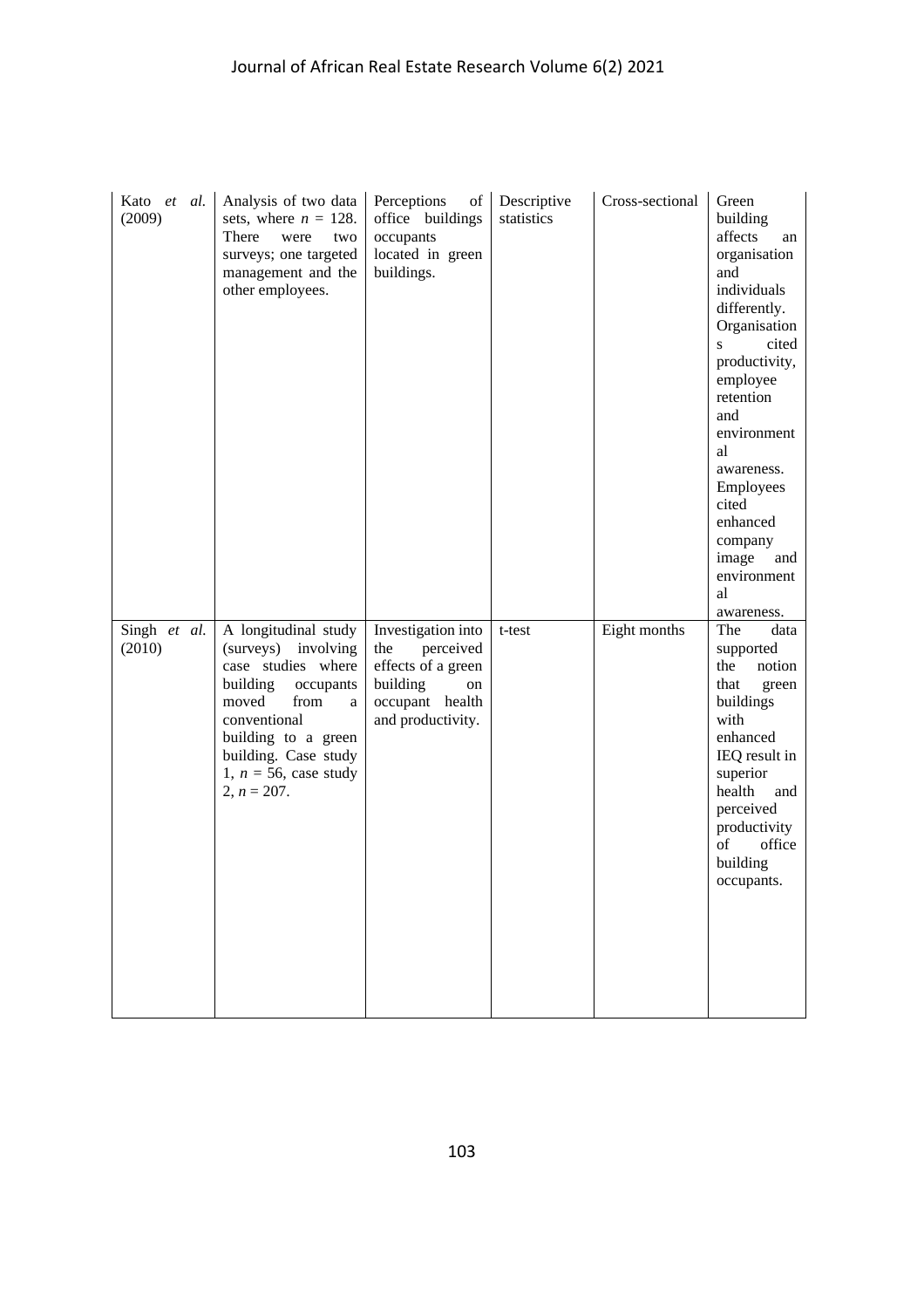| Kato *et al.* (2009) | Analysis of two data sets, where $n$ = 128. There were two surveys; one targeted management and the other employees. | Perceptions of office buildings occupants located in green buildings. | Descriptive statistics | Cross-sectional | Green building affects an organisation and individuals differently. Organisations cited productivity, employee retention and environmental awareness. Employees cited enhanced company image and environmental awareness. |
|---|---|---|---|---|---|
| Singh *et al.* (2010) | A longitudinal study (surveys) involving case studies where building occupants moved from a conventional building to a green building. Case study 1, $n$ = 56, case study 2, $n$ = 207. | Investigation into the perceived effects of a green building on occupant health and productivity. | t-test | Eight months | The data supported the notion that green buildings with enhanced IEQ result in superior health and perceived productivity of office building occupants. |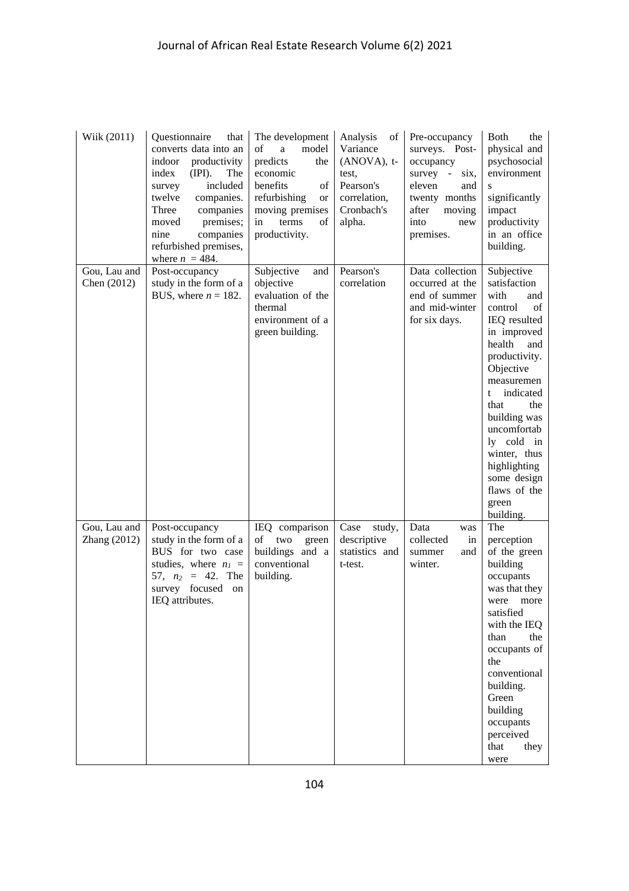| Wiik (2011) | Questionnaire that converts data into an indoor productivity index (IPI). The survey included twelve companies. Three companies moved premises; nine companies refurbished premises, where $n = 484$. | The development of a model predicts the economic benefits of refurbishing or moving premises in terms of productivity. | Analysis of Variance (ANOVA), t-test, Pearson's correlation, Cronbach's alpha. | Pre-occupancy surveys. Post-occupancy survey - six, eleven and twenty months after moving into new premises. | Both the physical and psychosocial environments significantly impact productivity in an office building. |
|---|---|---|---|---|---|
| Gou, Lau and Chen (2012) | Post-occupancy study in the form of a BUS, where $n = 182$. | Subjective and objective evaluation of the thermal environment of a green building. | Pearson's correlation | Data collection occurred at the end of summer and mid-winter for six days. | Subjective satisfaction with and control of IEQ resulted in improved health and productivity. Objective measurement indicated that the building was uncomfortably cold in winter, thus highlighting some design flaws of the green building. |
| Gou, Lau and Zhang (2012) | Post-occupancy study in the form of a BUS for two case studies, where $n_1 = 57$, $n_2 = 42$. The survey focused on IEQ attributes. | IEQ comparison of two green buildings and a conventional building. | Case study, descriptive statistics and t-test. | Data was collected in summer and winter. | The perception of the green building occupants was that they were more satisfied with the IEQ than the occupants of the conventional building. Green building occupants perceived that they were |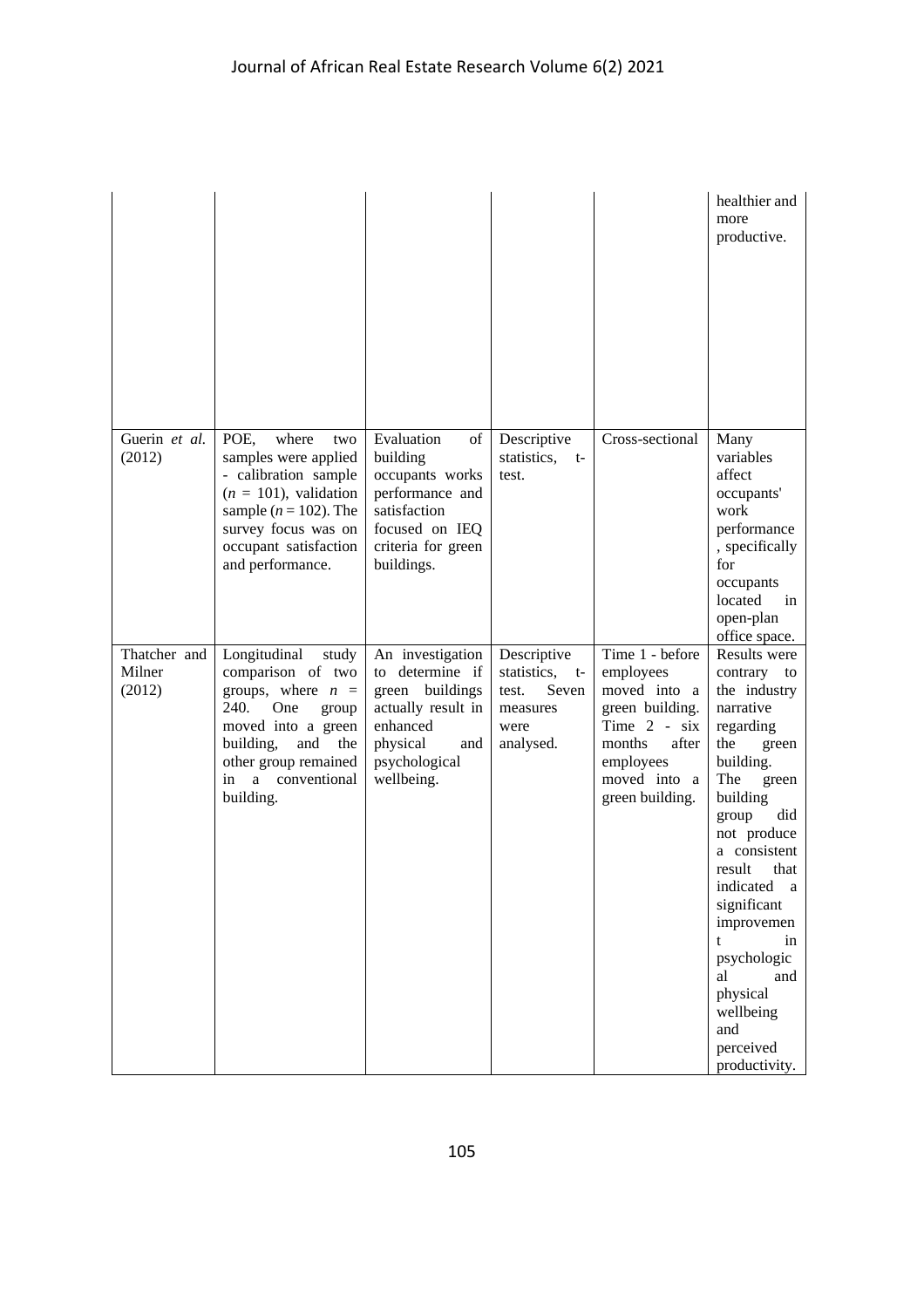| | | | | | healthier and more productive. |
|---|---|---|---|---|---|
| Guerin *et al.* (2012) | POE, where two samples were applied - calibration sample ($n$ = 101), validation sample ($n$ = 102). The survey focus was on occupant satisfaction and performance. | Evaluation of building occupants works performance and satisfaction focused on IEQ criteria for green buildings. | Descriptive statistics, t-test. | Cross-sectional | Many variables affect occupants' work performance, specifically for occupants located in open-plan office space. |
| Thatcher and Milner (2012) | Longitudinal study comparison of two groups, where $n$ = 240. One group moved into a green building, and the other group remained in a conventional building. | An investigation to determine if green buildings actually result in enhanced physical and psychological wellbeing. | Descriptive statistics, t-test. Seven measures were analysed. | Time 1 - before employees moved into a green building. Time 2 - six months after employees moved into a green building. | Results were contrary to the industry narrative regarding the green building. The green building group did not produce a consistent result that indicated a significant improvement in psychological and physical wellbeing and perceived productivity. |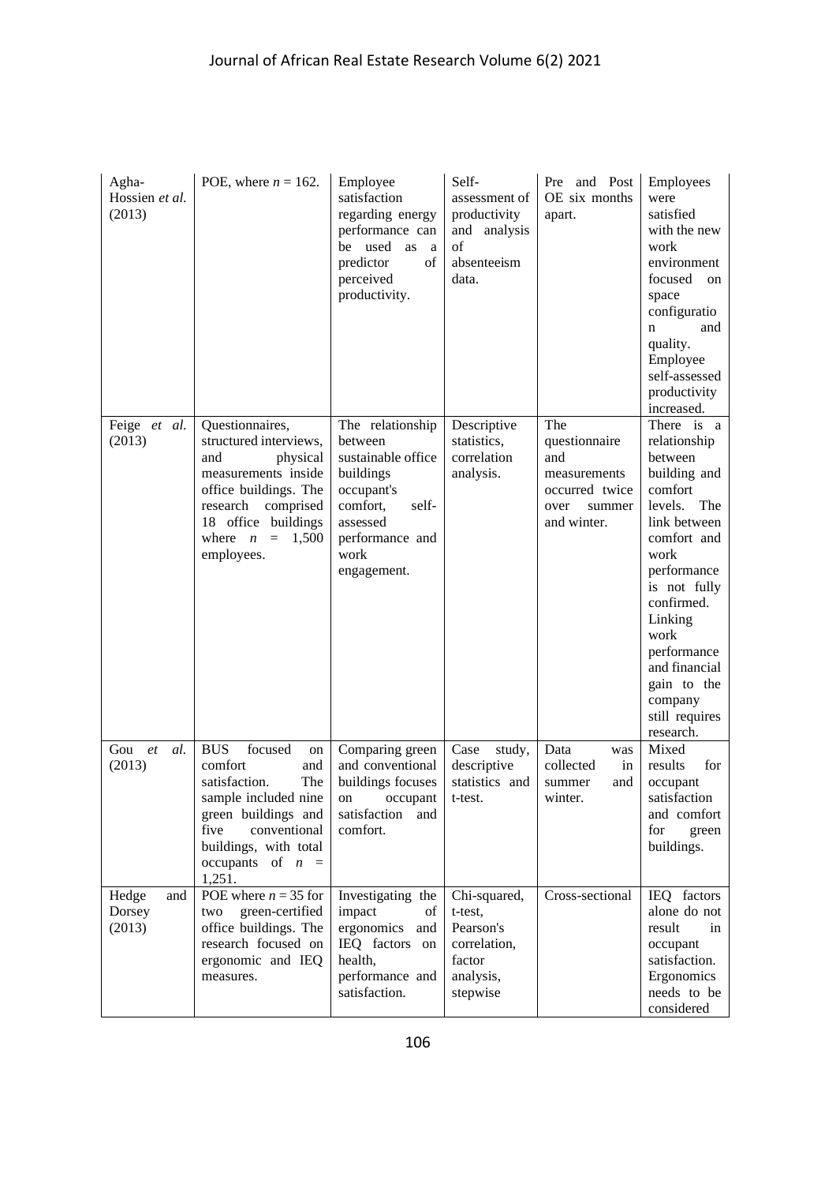| | | | | | |
|---|---|---|---|---|---|
| Agha-Hossien *et al.* (2013) | POE, where *n* = 162. | Employee satisfaction regarding energy performance can be used as a predictor of perceived productivity. | Self-assessment of productivity and analysis of absenteeism data. | Pre and Post OE six months apart. | Employees were satisfied with the new work environment focused on space configuration and quality. Employee self-assessed productivity increased. |
| Feige *et al.* (2013) | Questionnaires, structured interviews, and physical measurements inside office buildings. The research comprised 18 office buildings where *n* = 1,500 employees. | The relationship between sustainable office buildings occupant's comfort, self-assessed performance and work engagement. | Descriptive statistics, correlation analysis. | The questionnaire and measurements occurred twice over summer and winter. | There is a relationship between building and comfort levels. The link between comfort and work performance is not fully confirmed. Linking work performance and financial gain to the company still requires research. |
| Gou *et al.* (2013) | BUS focused on comfort and satisfaction. The sample included nine green buildings and five conventional buildings, with total occupants of *n* = 1,251. | Comparing green and conventional buildings focuses on occupant satisfaction and comfort. | Case study, descriptive statistics and t-test. | Data was collected in summer and winter. | Mixed results for occupant satisfaction and comfort for green buildings. |
| Hedge and Dorsey (2013) | POE where *n* = 35 for two green-certified office buildings. The research focused on ergonomic and IEQ measures. | Investigating the impact of ergonomics and IEQ factors on health, performance and satisfaction. | Chi-squared, t-test, Pearson's correlation, factor analysis, stepwise | Cross-sectional | IEQ factors alone do not result in occupant satisfaction. Ergonomics needs to be considered |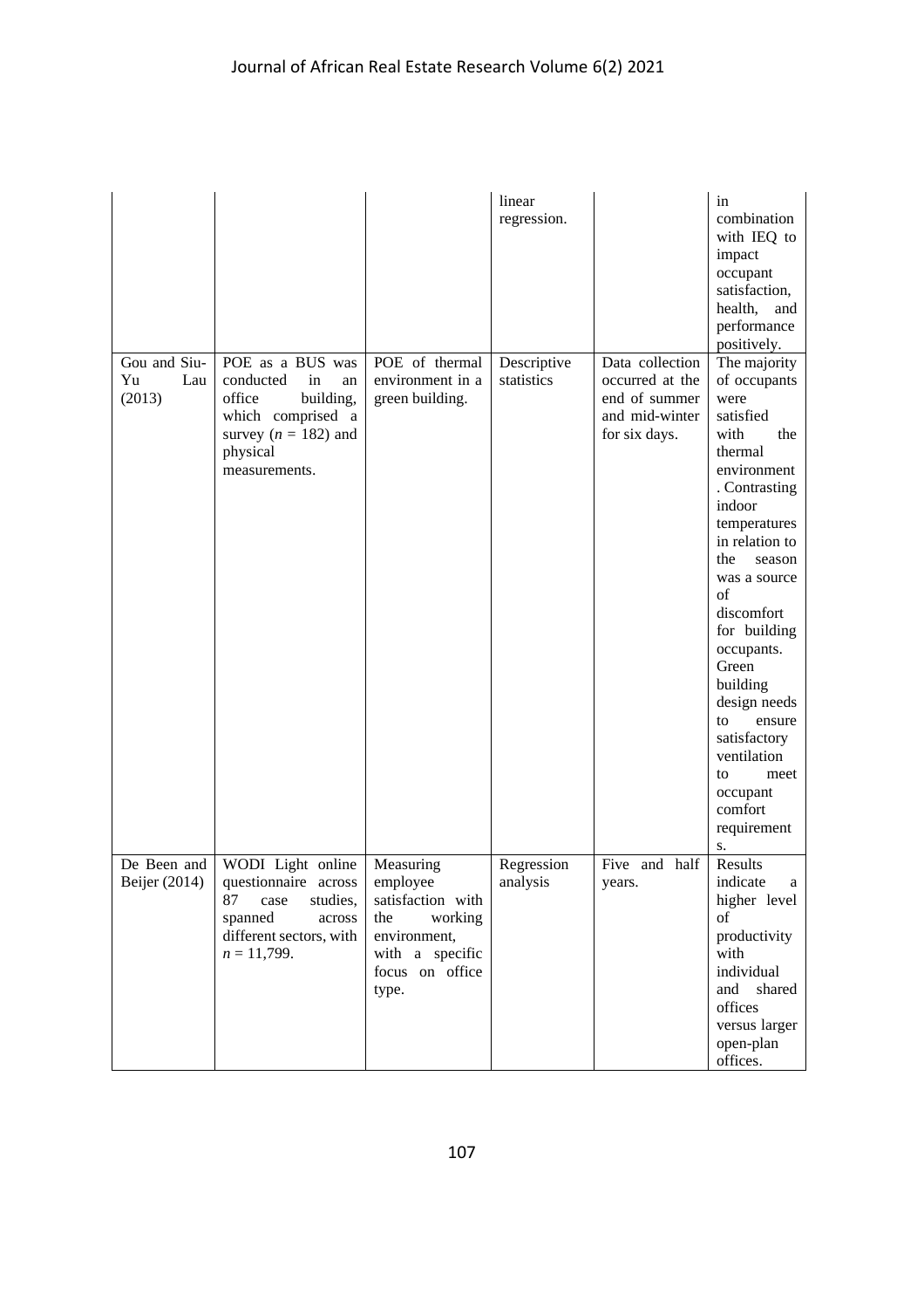| | | | linear regression. | | in combination with IEQ to impact occupant satisfaction, health, and performance positively. |
|---|---|---|---|---|---|
| Gou and Siu-Yu Lau (2013) | POE as a BUS was conducted in an office building, which comprised a survey ($n$ = 182) and physical measurements. | POE of thermal environment in a green building. | Descriptive statistics | Data collection occurred at the end of summer and mid-winter for six days. | The majority of occupants were satisfied with the thermal environment. Contrasting indoor temperatures in relation to the season was a source of discomfort for building occupants. Green building design needs to ensure satisfactory ventilation to meet occupant comfort requirements. |
| De Been and Beijer (2014) | WODI Light online questionnaire across 87 case studies, spanned across different sectors, with $n$ = 11,799. | Measuring employee satisfaction with the working environment, with a specific focus on office type. | Regression analysis | Five and half years. | Results indicate a higher level of productivity with individual and shared offices versus larger open-plan offices. |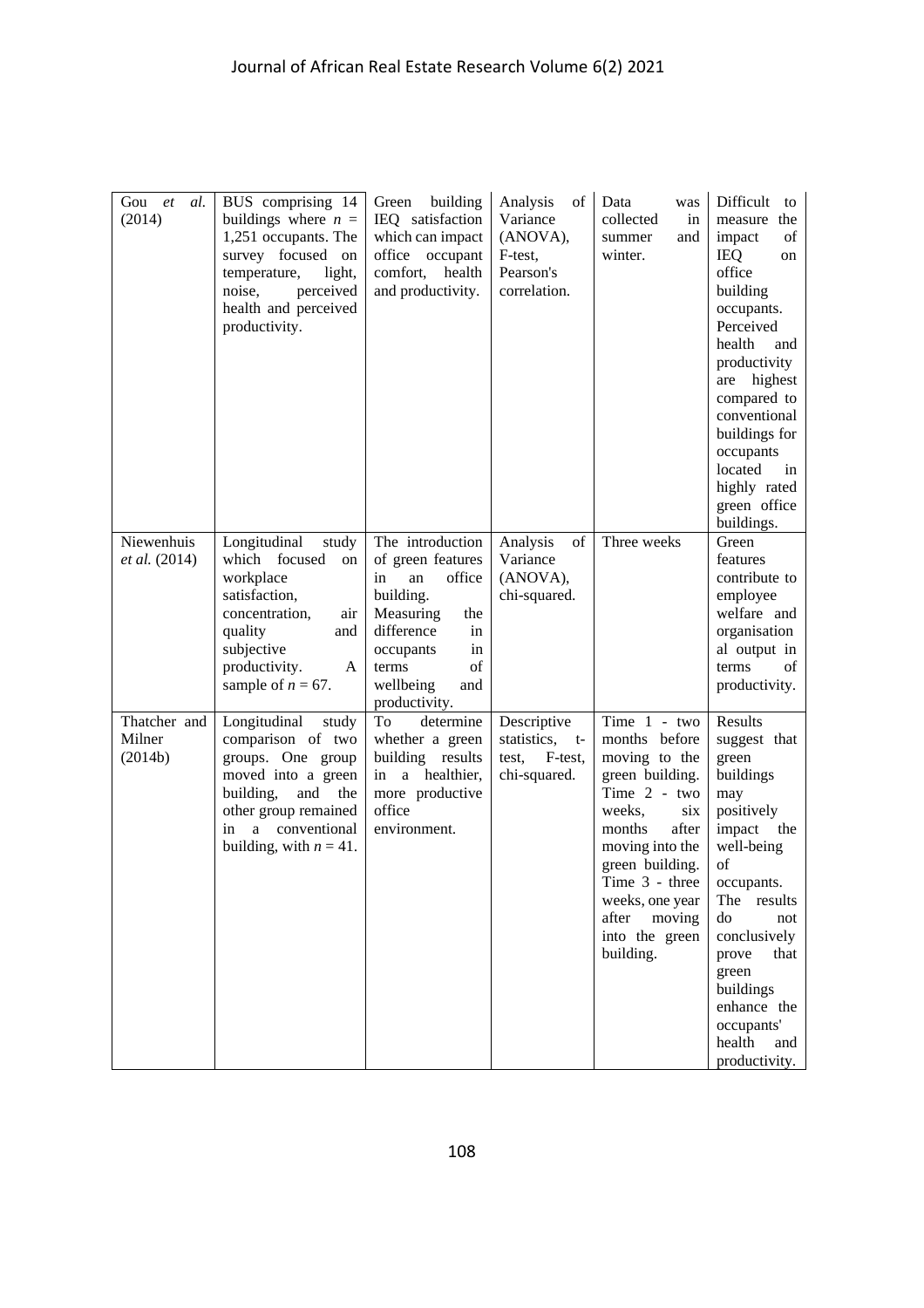| | | | | | |
|---|---|---|---|---|---|
| Gou *et al.* (2014) | BUS comprising 14 buildings where $n$ = 1,251 occupants. The survey focused on temperature, light, noise, perceived health and perceived productivity. | Green building IEQ satisfaction which can impact office occupant comfort, health and productivity. | Analysis of Variance (ANOVA), F-test, Pearson's correlation. | Data was collected in summer and winter. | Difficult to measure the impact of IEQ on office building occupants. Perceived health and productivity are highest compared to conventional buildings for occupants located in highly rated green office buildings. |
| Niewenhuis *et al.* (2014) | Longitudinal study which focused on workplace satisfaction, concentration, air quality and subjective productivity. A sample of $n$ = 67. | The introduction of green features in an office building. Measuring the difference in occupants in terms of wellbeing and productivity. | Analysis of Variance (ANOVA), chi-squared. | Three weeks | Green features contribute to employee welfare and organisation al output in terms of productivity. |
| Thatcher and Milner (2014b) | Longitudinal study comparison of two groups. One group moved into a green building, and the other group remained in a conventional building, with $n$ = 41. | To determine whether a green building results in a healthier, more productive office environment. | Descriptive statistics, t-test, F-test, chi-squared. | Time 1 - two months before moving to the green building. Time 2 - two weeks, six months after moving into the green building. Time 3 - three weeks, one year after moving into the green building. | Results suggest that green buildings may positively impact the well-being of occupants. The results do not conclusively prove that green buildings enhance the occupants' health and productivity. |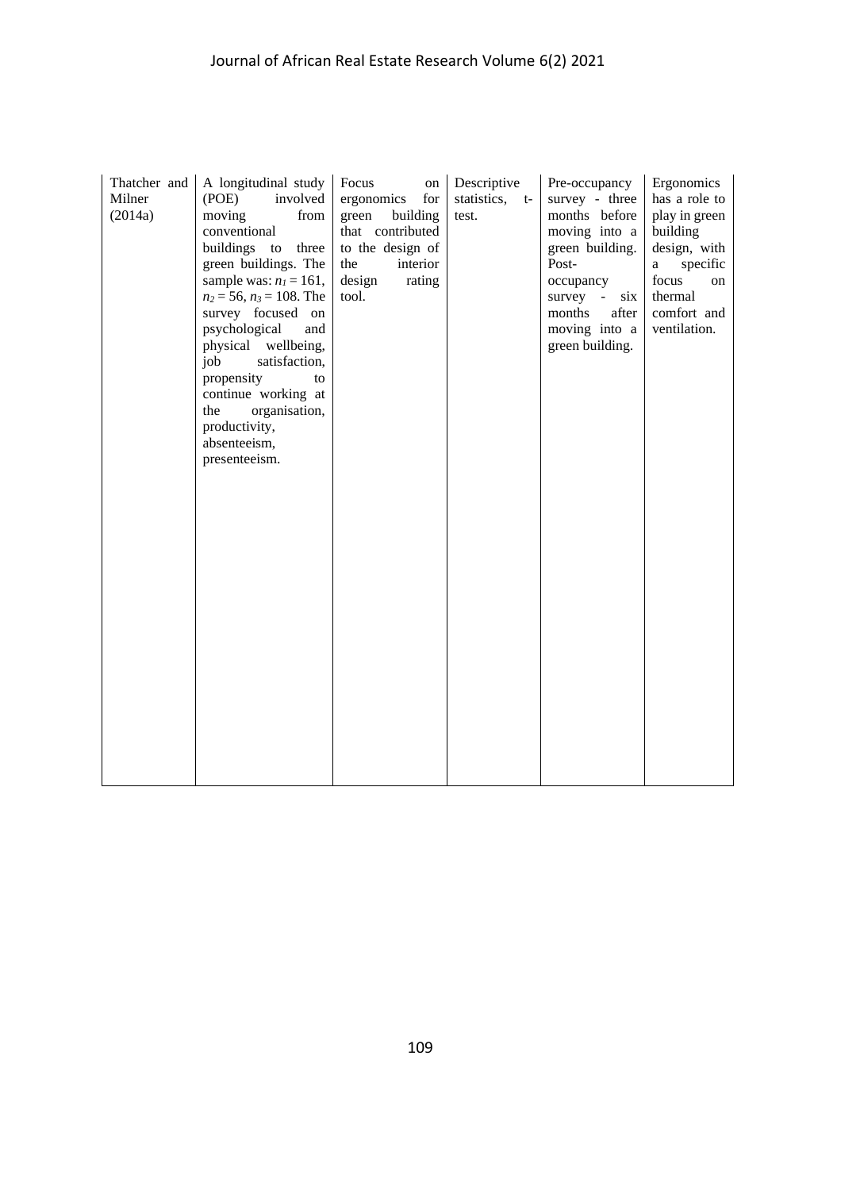| | | | | | |
|---|---|---|---|---|---|
| Thatcher and Milner (2014a) | A longitudinal study (POE) involved moving from conventional buildings to three green buildings. The sample was: $n_1 = 161$, $n_2 = 56$, $n_3 = 108$. The survey focused on psychological and physical wellbeing, job satisfaction, propensity to continue working at the organisation, productivity, absenteeism, presenteeism. | Focus on ergonomics for green building that contributed to the design of the interior design rating tool. | Descriptive statistics, t-test. | Pre-occupancy survey - three months before moving into a green building. Post-occupancy survey - six months after moving into a green building. | Ergonomics has a role to play in green building design, with a specific focus on thermal comfort and ventilation. |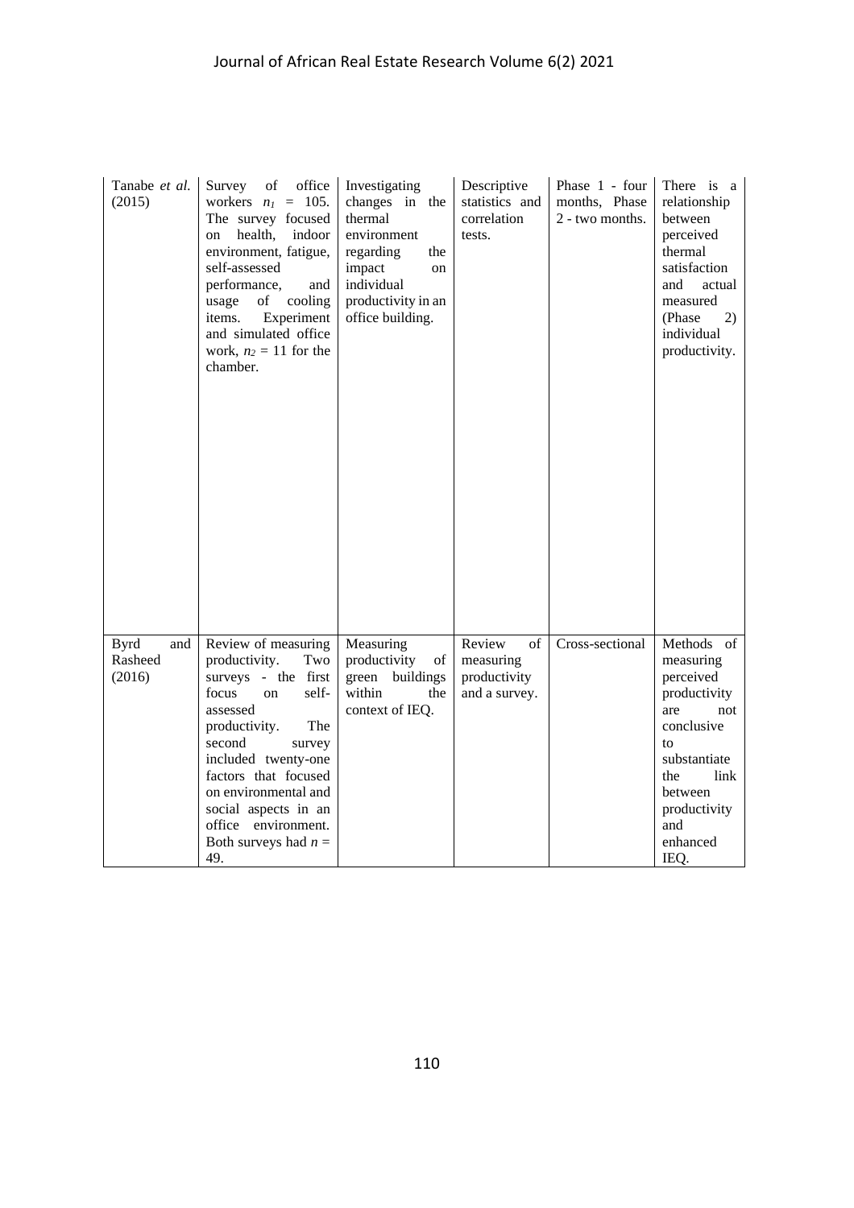| | | | | | |
|---|---|---|---|---|---|
| Tanabe *et al.* (2015) | Survey of office workers $n_1$ = 105. The survey focused on health, indoor environment, fatigue, self-assessed performance, and usage of cooling items. Experiment and simulated office work, $n_2$ = 11 for the chamber. | Investigating changes in the thermal environment regarding the impact on individual productivity in an office building. | Descriptive statistics and correlation tests. | Phase 1 - four months, Phase 2 - two months. | There is a relationship between perceived thermal satisfaction and actual measured (Phase 2) individual productivity. |
| Byrd and Rasheed (2016) | Review of measuring productivity. Two surveys - the first focus on self-assessed productivity. The second survey included twenty-one factors that focused on environmental and social aspects in an office environment. Both surveys had $n$ = 49. | Measuring productivity of green buildings within the context of IEQ. | Review of measuring productivity and a survey. | Cross-sectional | Methods of measuring perceived productivity are not conclusive to substantiate the link between productivity and enhanced IEQ. |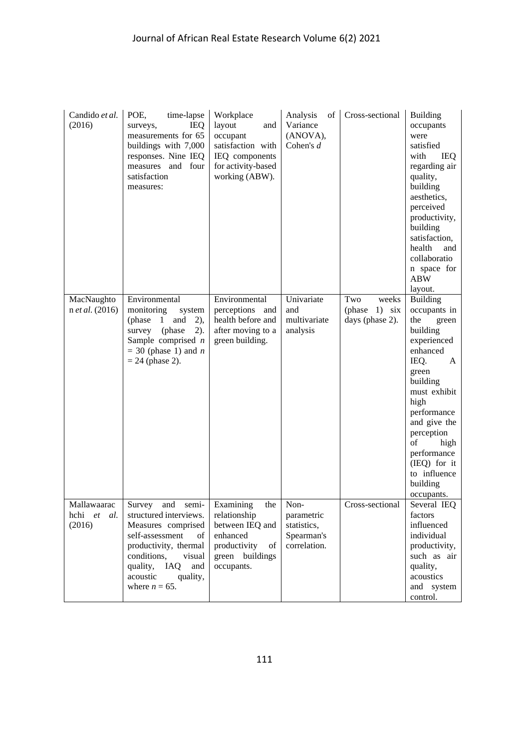| | | | | | |
|---|---|---|---|---|---|
| Candido *et al.* (2016) | POE, time-lapse surveys, IEQ measurements for 65 buildings with 7,000 responses. Nine IEQ measures and four satisfaction measures: | Workplace layout and occupant satisfaction with IEQ components for activity-based working (ABW). | Analysis of Variance (ANOVA), Cohen's $d$ | Cross-sectional | Building occupants were satisfied with IEQ regarding air quality, building aesthetics, perceived productivity, building satisfaction, health and collaboration space for ABW layout. |
| MacNaughton *et al.* (2016) | Environmental monitoring system (phase 1 and 2), survey (phase 2). Sample comprised $n = 30$ (phase 1) and $n = 24$ (phase 2). | Environmental perceptions and health before and after moving to a green building. | Univariate and multivariate analysis | Two weeks (phase 1) six days (phase 2). | Building occupants in the green building experienced enhanced IEQ. A green building must exhibit high performance and give the perception of high performance (IEQ) for it to influence building occupants. |
| Mallawaarachchi *et al.* (2016) | Survey and semi-structured interviews. Measures comprised self-assessment of productivity, thermal conditions, visual quality, IAQ and acoustic quality, where $n = 65$. | Examining the relationship between IEQ and enhanced productivity of green buildings occupants. | Non-parametric statistics, Spearman's correlation. | Cross-sectional | Several IEQ factors influenced individual productivity, such as air quality, acoustics and system control. |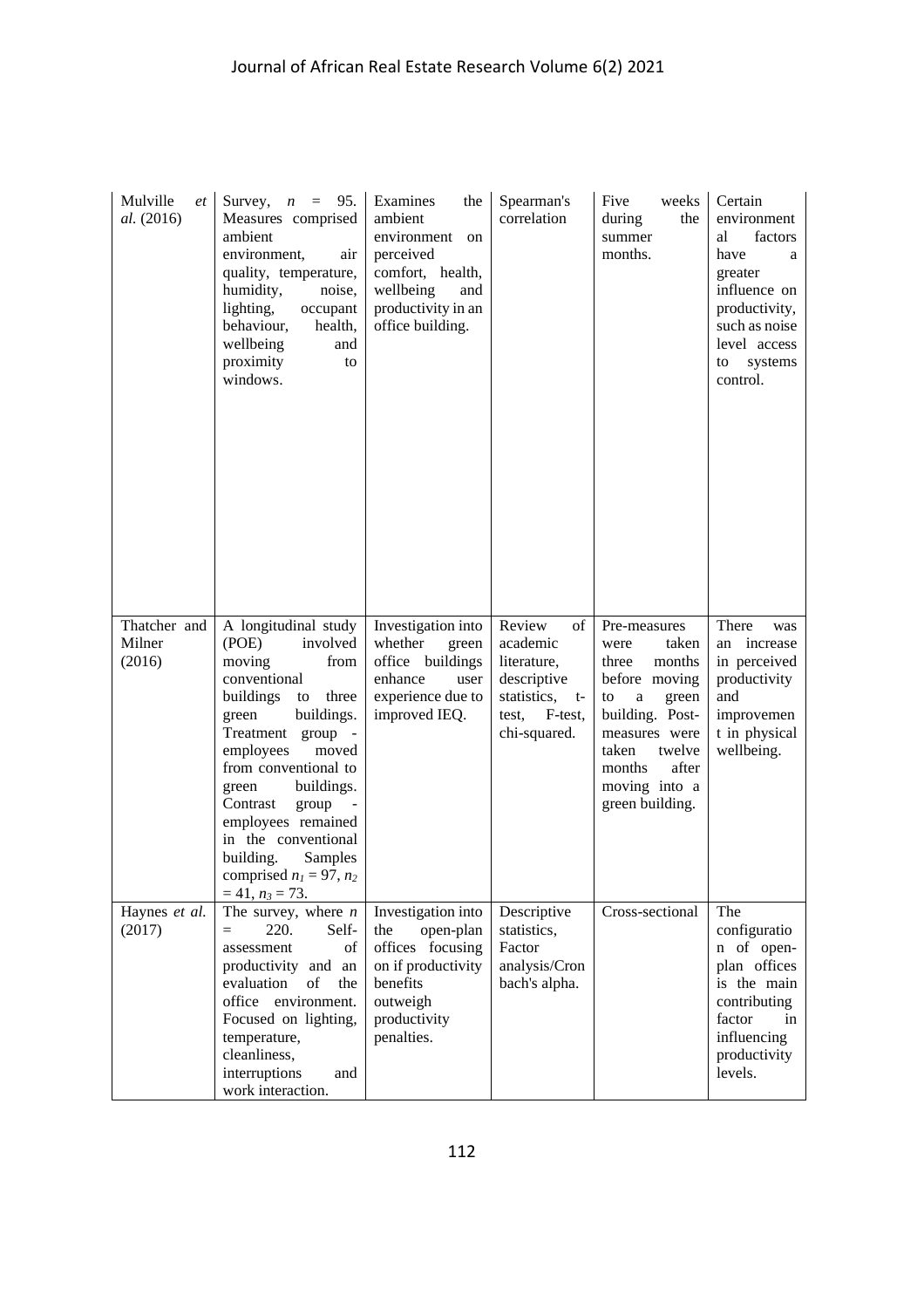| | | | | | |
|---|---|---|---|---|---|
| Mulville *et al.* (2016) | Survey, $n$ = 95. Measures comprised ambient environment, air quality, temperature, humidity, noise, lighting, occupant behaviour, health, wellbeing and proximity to windows. | Examines the ambient environment on perceived comfort, health, wellbeing and productivity in an office building. | Spearman's correlation | Five weeks during the summer months. | Certain environmental factors have a greater influence on productivity, such as noise level access to systems control. |
| Thatcher and Milner (2016) | A longitudinal study (POE) involved moving from conventional buildings to three green buildings. Treatment group - employees moved from conventional to green buildings. Contrast group - employees remained in the conventional building. Samples comprised $n_1 = 97$, $n_2 = 41$, $n_3 = 73$. | Investigation into whether green office buildings enhance user experience due to improved IEQ. | Review of academic literature, descriptive statistics, t-test, F-test, chi-squared. | Pre-measures were taken three months before moving to a green building. Post-measures were taken twelve months after moving into a green building. | There was an increase in perceived productivity and improvement in physical wellbeing. |
| Haynes *et al.* (2017) | The survey, where $n$ = 220. Self-assessment of productivity and an evaluation of the office environment. Focused on lighting, temperature, cleanliness, interruptions and work interaction. | Investigation into the open-plan offices focusing on if productivity benefits outweigh productivity penalties. | Descriptive statistics, Factor analysis/Cronbach's alpha. | Cross-sectional | The configuration of open-plan offices is the main contributing factor in influencing productivity levels. |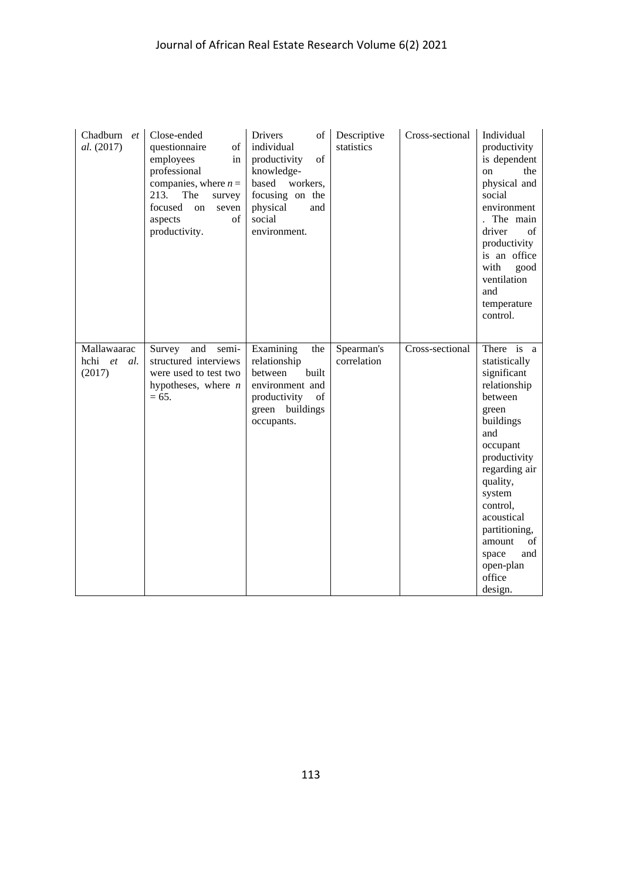| | | | | | |
|---|---|---|---|---|---|
| Chadburn *et al.* (2017) | Close-ended questionnaire of employees in professional companies, where $n$ = 213. The survey focused on seven aspects of productivity. | Drivers of individual productivity of knowledge-based workers, focusing on the physical and social environment. | Descriptive statistics | Cross-sectional | Individual productivity is dependent on the physical and social environment. The main driver of productivity is an office with good ventilation and temperature control. |
| Mallawaarachchi *et al.* (2017) | Survey and semi-structured interviews were used to test two hypotheses, where $n$ = 65. | Examining the relationship between built environment and productivity of green buildings occupants. | Spearman's correlation | Cross-sectional | There is a statistically significant relationship between green buildings and occupant productivity regarding air quality, system control, acoustical partitioning, amount of space and open-plan office design. |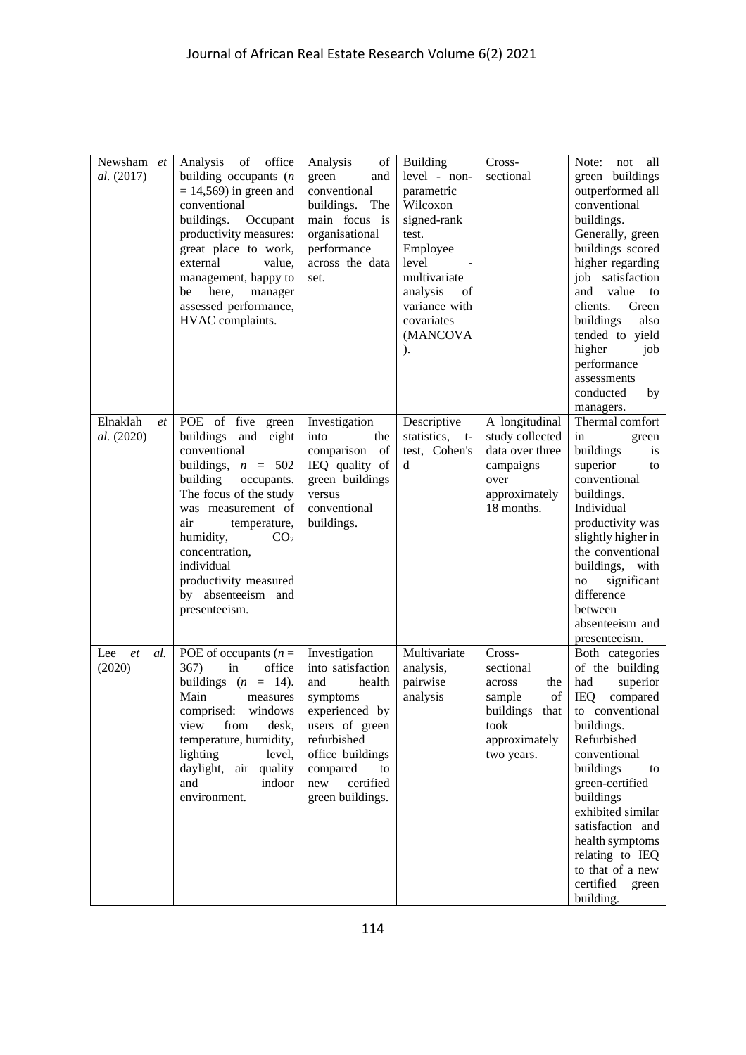| | | | | | |
|---|---|---|---|---|---|
| Newsham *et al.* (2017) | Analysis of office building occupants (*n* = 14,569) in green and conventional buildings. Occupant productivity measures: great place to work, external value, management, happy to be here, manager assessed performance, HVAC complaints. | Analysis of green and conventional buildings. The main focus is organisational performance across the data set. | Building level - non-parametric Wilcoxon signed-rank test. Employee level - multivariate analysis of variance with covariates (MANCOVA). | Cross-sectional | Note: not all green buildings outperformed all conventional buildings. Generally, green buildings scored higher regarding job satisfaction and value to clients. Green buildings also tended to yield higher job performance assessments conducted by managers. |
| Elnaklah *et al.* (2020) | POE of five green buildings and eight conventional buildings, *n* = 502 building occupants. The focus of the study was measurement of air temperature, humidity, $CO_2$ concentration, individual productivity measured by absenteeism and presenteeism. | Investigation into the comparison of IEQ quality of green buildings versus conventional buildings. | Descriptive statistics, t-test, Cohen's d | A longitudinal study collected data over three campaigns over approximately 18 months. | Thermal comfort in green buildings is superior to conventional buildings. Individual productivity was slightly higher in the conventional buildings, with no significant difference between absenteeism and presenteeism. |
| Lee *et al.* (2020) | POE of occupants (*n* = 367) in office buildings (*n* = 14). Main measures comprised: windows view from desk, temperature, humidity, lighting level, daylight, air quality and indoor environment. | Investigation into satisfaction and health symptoms experienced by users of green refurbished office buildings compared to new certified green buildings. | Multivariate analysis, pairwise analysis | Cross-sectional across the sample of buildings that took approximately two years. | Both categories of the building had superior IEQ compared to conventional buildings. Refurbished conventional buildings to green-certified buildings exhibited similar satisfaction and health symptoms relating to IEQ to that of a new certified green building. |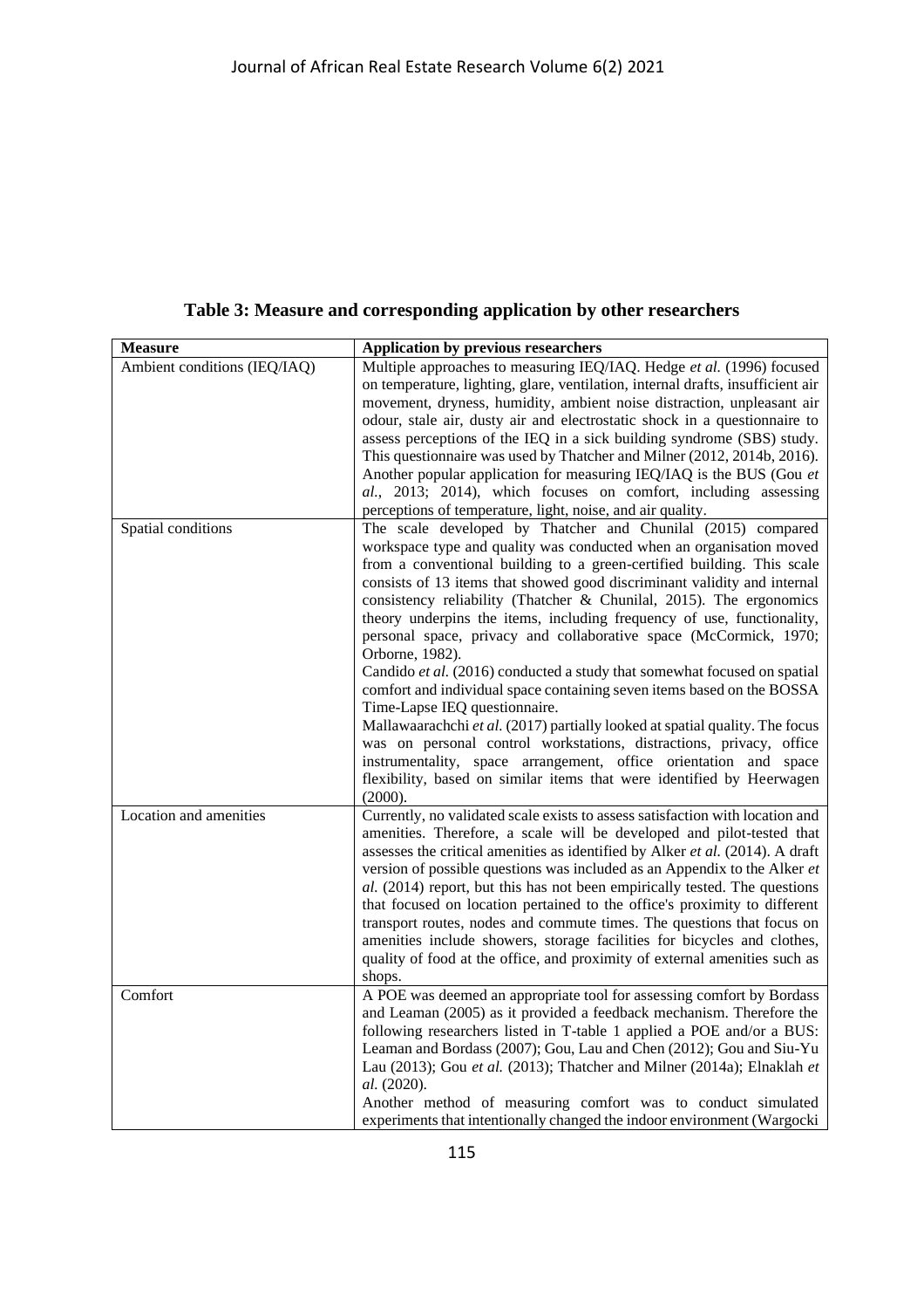**Table 3: Measure and corresponding application by other researchers**

| Measure | Application by previous researchers |
|---|---|
| Ambient conditions (IEQ/IAQ) | Multiple approaches to measuring IEQ/IAQ. Hedge *et al.* (1996) focused on temperature, lighting, glare, ventilation, internal drafts, insufficient air movement, dryness, humidity, ambient noise distraction, unpleasant air odour, stale air, dusty air and electrostatic shock in a questionnaire to assess perceptions of the IEQ in a sick building syndrome (SBS) study. This questionnaire was used by Thatcher and Milner (2012, 2014b, 2016). Another popular application for measuring IEQ/IAQ is the BUS (Gou *et al.*, 2013; 2014), which focuses on comfort, including assessing perceptions of temperature, light, noise, and air quality. |
| Spatial conditions | The scale developed by Thatcher and Chunilal (2015) compared workspace type and quality was conducted when an organisation moved from a conventional building to a green-certified building. This scale consists of 13 items that showed good discriminant validity and internal consistency reliability (Thatcher & Chunilal, 2015). The ergonomics theory underpins the items, including frequency of use, functionality, personal space, privacy and collaborative space (McCormick, 1970; Orborne, 1982).<br>Candido *et al.* (2016) conducted a study that somewhat focused on spatial comfort and individual space containing seven items based on the BOSSA Time-Lapse IEQ questionnaire.<br>Mallawaarachchi *et al.* (2017) partially looked at spatial quality. The focus was on personal control workstations, distractions, privacy, office instrumentality, space arrangement, office orientation and space flexibility, based on similar items that were identified by Heerwagen (2000). |
| Location and amenities | Currently, no validated scale exists to assess satisfaction with location and amenities. Therefore, a scale will be developed and pilot-tested that assesses the critical amenities as identified by Alker *et al.* (2014). A draft version of possible questions was included as an Appendix to the Alker *et al.* (2014) report, but this has not been empirically tested. The questions that focused on location pertained to the office's proximity to different transport routes, nodes and commute times. The questions that focus on amenities include showers, storage facilities for bicycles and clothes, quality of food at the office, and proximity of external amenities such as shops. |
| Comfort | A POE was deemed an appropriate tool for assessing comfort by Bordass and Leaman (2005) as it provided a feedback mechanism. Therefore the following researchers listed in T-table 1 applied a POE and/or a BUS: Leaman and Bordass (2007); Gou, Lau and Chen (2012); Gou and Siu-Yu Lau (2013); Gou *et al.* (2013); Thatcher and Milner (2014a); Elnaklah *et al.* (2020).<br>Another method of measuring comfort was to conduct simulated experiments that intentionally changed the indoor environment (Wargocki |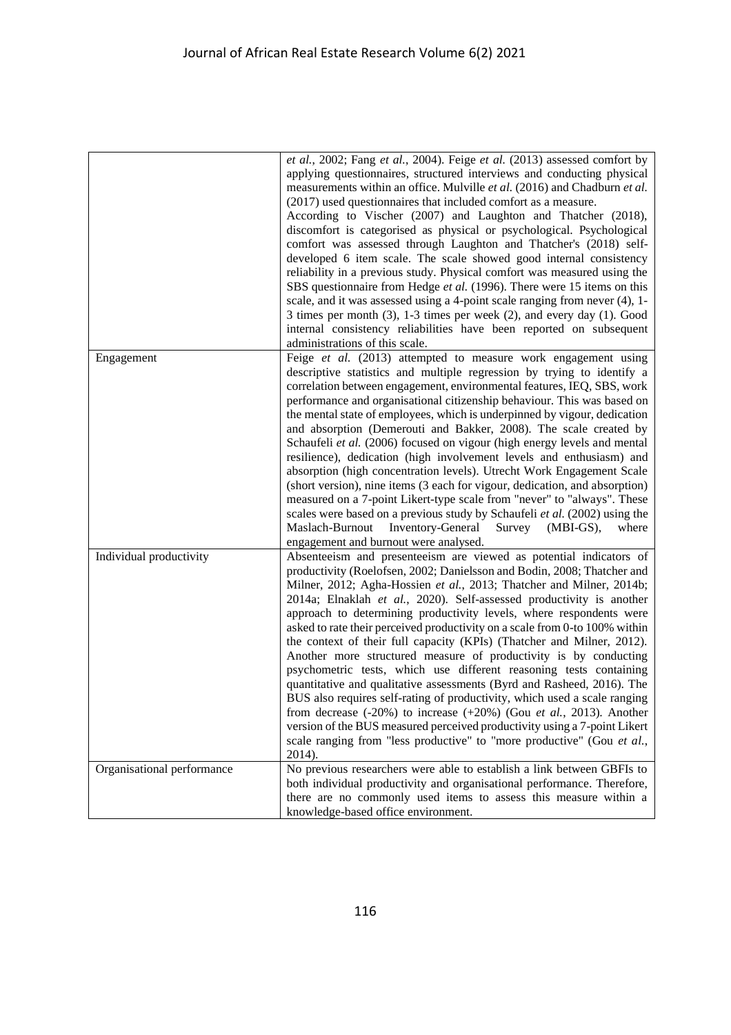| | |
|---|---|
| | *et al.*, 2002; Fang *et al.*, 2004). Feige *et al.* (2013) assessed comfort by applying questionnaires, structured interviews and conducting physical measurements within an office. Mulville *et al.* (2016) and Chadburn *et al.* (2017) used questionnaires that included comfort as a measure. According to Vischer (2007) and Laughton and Thatcher (2018), discomfort is categorised as physical or psychological. Psychological comfort was assessed through Laughton and Thatcher's (2018) self-developed 6 item scale. The scale showed good internal consistency reliability in a previous study. Physical comfort was measured using the SBS questionnaire from Hedge *et al.* (1996). There were 15 items on this scale, and it was assessed using a 4-point scale ranging from never (4), 1-3 times per month (3), 1-3 times per week (2), and every day (1). Good internal consistency reliabilities have been reported on subsequent administrations of this scale. |
| Engagement | Feige *et al.* (2013) attempted to measure work engagement using descriptive statistics and multiple regression by trying to identify a correlation between engagement, environmental features, IEQ, SBS, work performance and organisational citizenship behaviour. This was based on the mental state of employees, which is underpinned by vigour, dedication and absorption (Demerouti and Bakker, 2008). The scale created by Schaufeli *et al.* (2006) focused on vigour (high energy levels and mental resilience), dedication (high involvement levels and enthusiasm) and absorption (high concentration levels). Utrecht Work Engagement Scale (short version), nine items (3 each for vigour, dedication, and absorption) measured on a 7-point Likert-type scale from "never" to "always". These scales were based on a previous study by Schaufeli *et al.* (2002) using the Maslach-Burnout Inventory-General Survey (MBI-GS), where engagement and burnout were analysed. |
| Individual productivity | Absenteeism and presenteeism are viewed as potential indicators of productivity (Roelofsen, 2002; Danielsson and Bodin, 2008; Thatcher and Milner, 2012; Agha-Hossien *et al.*, 2013; Thatcher and Milner, 2014b; 2014a; Elnaklah *et al.*, 2020). Self-assessed productivity is another approach to determining productivity levels, where respondents were asked to rate their perceived productivity on a scale from 0-to 100% within the context of their full capacity (KPIs) (Thatcher and Milner, 2012). Another more structured measure of productivity is by conducting psychometric tests, which use different reasoning tests containing quantitative and qualitative assessments (Byrd and Rasheed, 2016). The BUS also requires self-rating of productivity, which used a scale ranging from decrease (-20%) to increase (+20%) (Gou *et al.*, 2013). Another version of the BUS measured perceived productivity using a 7-point Likert scale ranging from "less productive" to "more productive" (Gou *et al.*, 2014). |
| Organisational performance | No previous researchers were able to establish a link between GBFIs to both individual productivity and organisational performance. Therefore, there are no commonly used items to assess this measure within a knowledge-based office environment. |